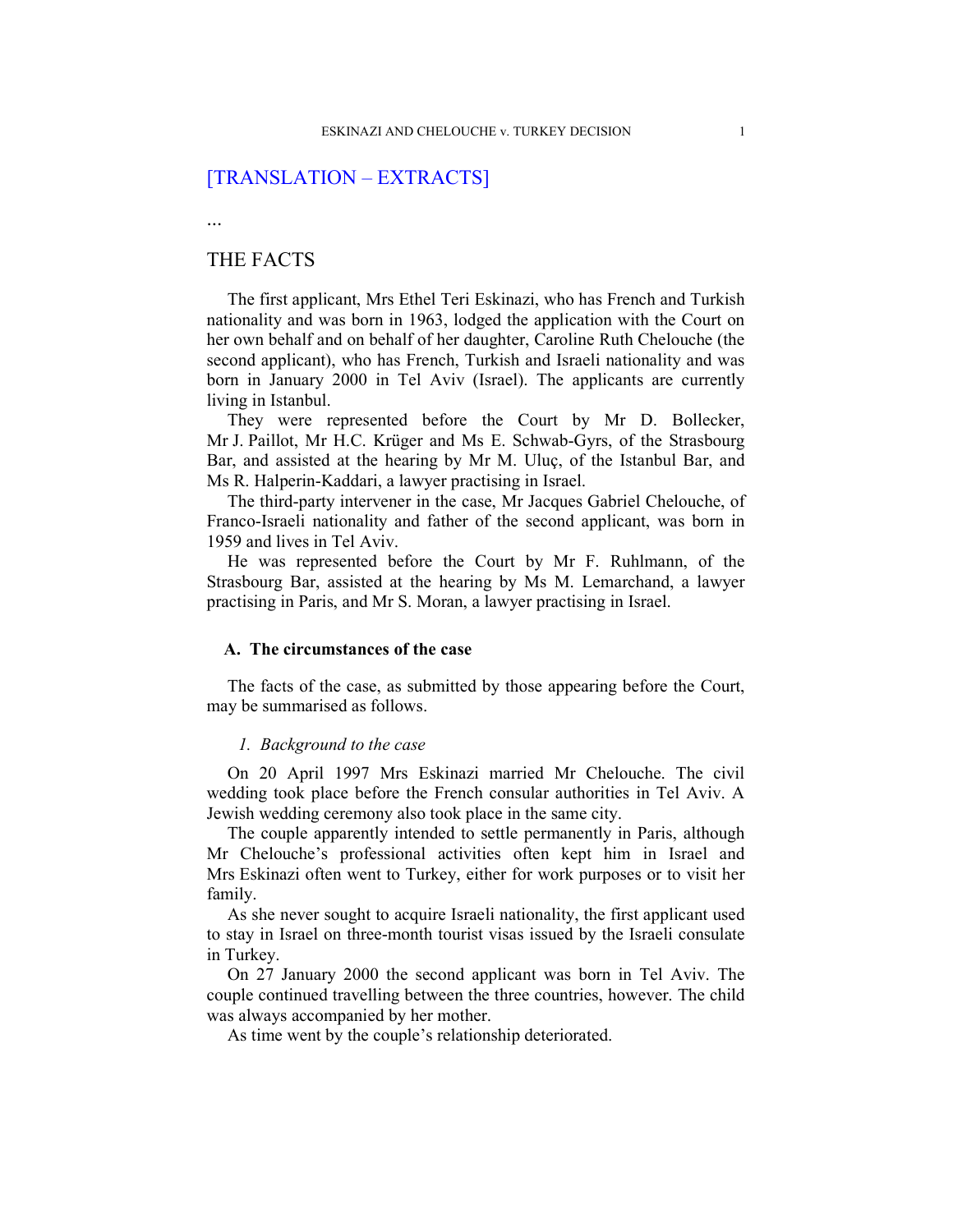[TRANSLATION – EXTRACTS]

...

# THE FACTS

The first applicant, Mrs Ethel Teri Eskinazi, who has French and Turkish nationality and was born in 1963, lodged the application with the Court on her own behalf and on behalf of her daughter, Caroline Ruth Chelouche (the second applicant), who has French, Turkish and Israeli nationality and was born in January 2000 in Tel Aviv (Israel). The applicants are currently living in Istanbul.

They were represented before the Court by Mr D. Bollecker, Mr J. Paillot, Mr H.C. Krüger and Ms E. Schwab-Gyrs, of the Strasbourg Bar, and assisted at the hearing by Mr M. Uluç, of the Istanbul Bar, and Ms R. Halperin-Kaddari, a lawyer practising in Israel.

The third-party intervener in the case, Mr Jacques Gabriel Chelouche, of Franco-Israeli nationality and father of the second applicant, was born in 1959 and lives in Tel Aviv.

He was represented before the Court by Mr F. Ruhlmann, of the Strasbourg Bar, assisted at the hearing by Ms M. Lemarchand, a lawyer practising in Paris, and Mr S. Moran, a lawyer practising in Israel.

## A. The circumstances of the case

The facts of the case, as submitted by those appearing before the Court, may be summarised as follows.

### *1. Background to the case*

On 20 April 1997 Mrs Eskinazi married Mr Chelouche. The civil wedding took place before the French consular authorities in Tel Aviv. A Jewish wedding ceremony also took place in the same city.

The couple apparently intended to settle permanently in Paris, although Mr Chelouche's professional activities often kept him in Israel and Mrs Eskinazi often went to Turkey, either for work purposes or to visit her family.

As she never sought to acquire Israeli nationality, the first applicant used to stay in Israel on three-month tourist visas issued by the Israeli consulate in Turkey.

On 27 January 2000 the second applicant was born in Tel Aviv. The couple continued travelling between the three countries, however. The child was always accompanied by her mother.

As time went by the couple's relationship deteriorated.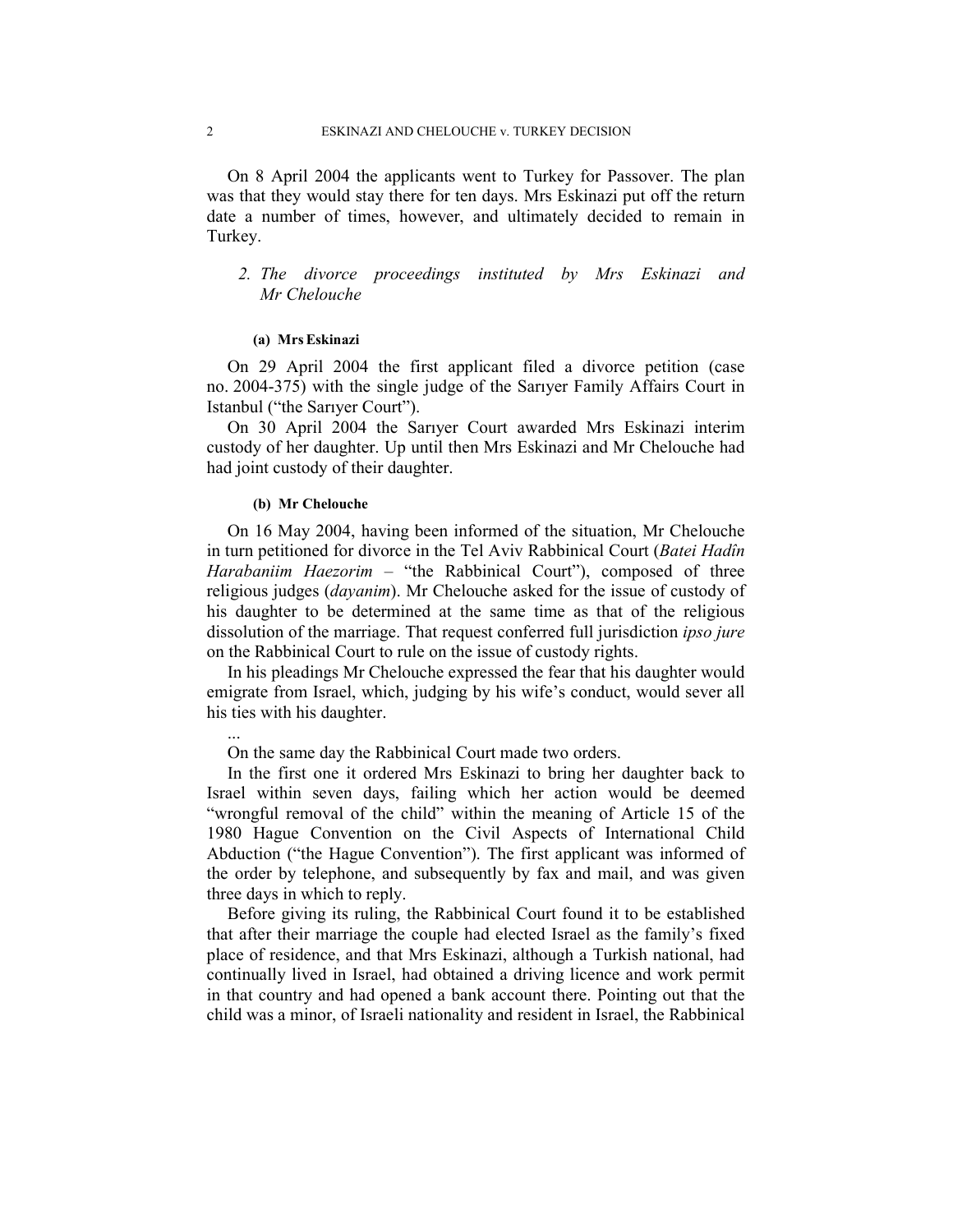On 8 April 2004 the applicants went to Turkey for Passover. The plan was that they would stay there for ten days. Mrs Eskinazi put off the return date a number of times, however, and ultimately decided to remain in Turkey.

### 2. *The divorce proceedings instituted by Mrs Eskinazi and Mr Chelouche*

#### (a) Mrs Eskinazi

On 29 April 2004 the first applicant filed a divorce petition (case no. 2004-375) with the single judge of the Sarıyer Family Affairs Court in Istanbul ("the Sarıyer Court").

On 30 April 2004 the Sarıyer Court awarded Mrs Eskinazi interim custody of her daughter. Up until then Mrs Eskinazi and Mr Chelouche had had joint custody of their daughter.

#### (b) Mr Chelouche

On 16 May 2004, having been informed of the situation, Mr Chelouche in turn petitioned for divorce in the Tel Aviv Rabbinical Court (*Batei Hadîn Harabaniim Haezorim* – "the Rabbinical Court"), composed of three religious judges (*dayanim*). Mr Chelouche asked for the issue of custody of his daughter to be determined at the same time as that of the religious dissolution of the marriage. That request conferred full jurisdiction *ipso jure* on the Rabbinical Court to rule on the issue of custody rights.

In his pleadings Mr Chelouche expressed the fear that his daughter would emigrate from Israel, which, judging by his wife's conduct, would sever all his ties with his daughter.

...

On the same day the Rabbinical Court made two orders.

In the first one it ordered Mrs Eskinazi to bring her daughter back to Israel within seven days, failing which her action would be deemed "wrongful removal of the child" within the meaning of Article 15 of the 1980 Hague Convention on the Civil Aspects of International Child Abduction ("the Hague Convention"). The first applicant was informed of the order by telephone, and subsequently by fax and mail, and was given three days in which to reply.

Before giving its ruling, the Rabbinical Court found it to be established that after their marriage the couple had elected Israel as the family's fixed place of residence, and that Mrs Eskinazi, although a Turkish national, had continually lived in Israel, had obtained a driving licence and work permit in that country and had opened a bank account there. Pointing out that the child was a minor, of Israeli nationality and resident in Israel, the Rabbinical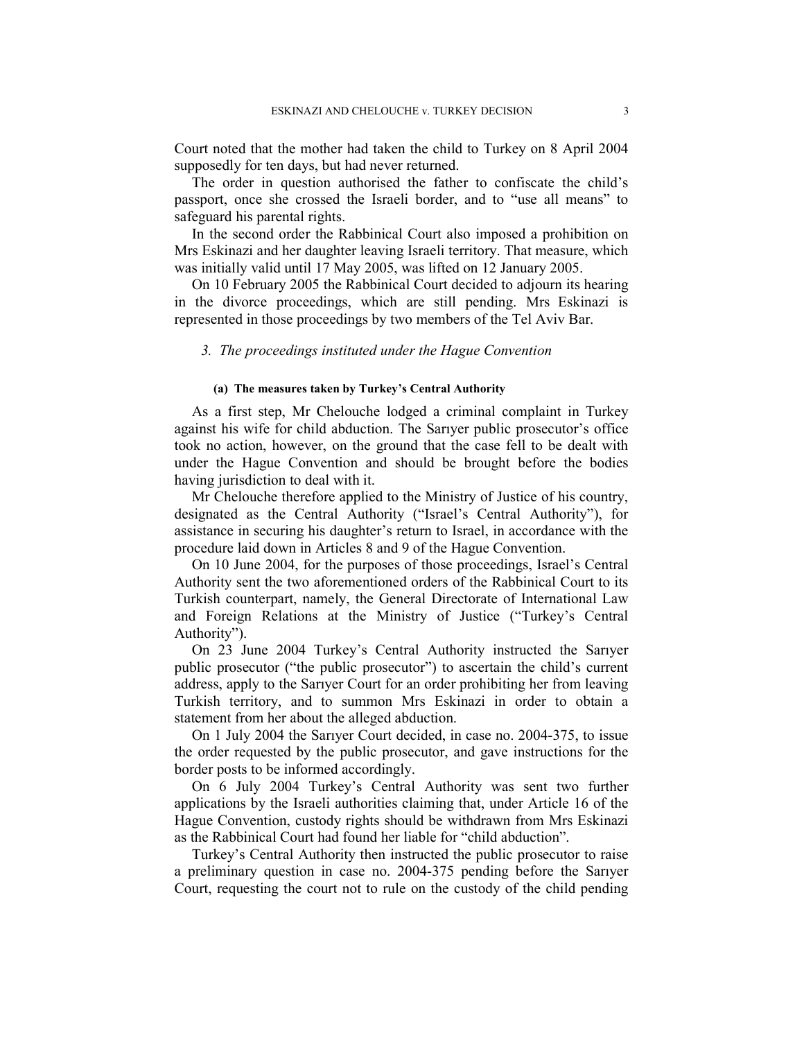Court noted that the mother had taken the child to Turkey on 8 April 2004 supposedly for ten days, but had never returned.

The order in question authorised the father to confiscate the child's passport, once she crossed the Israeli border, and to "use all means" to safeguard his parental rights.

In the second order the Rabbinical Court also imposed a prohibition on Mrs Eskinazi and her daughter leaving Israeli territory. That measure, which was initially valid until 17 May 2005, was lifted on 12 January 2005.

On 10 February 2005 the Rabbinical Court decided to adjourn its hearing in the divorce proceedings, which are still pending. Mrs Eskinazi is represented in those proceedings by two members of the Tel Aviv Bar.

### *3. The proceedings instituted under the Hague Convention*

#### (a) The measures taken by Turkey's Central Authority

As a first step, Mr Chelouche lodged a criminal complaint in Turkey against his wife for child abduction. The Sarıyer public prosecutor's office took no action, however, on the ground that the case fell to be dealt with under the Hague Convention and should be brought before the bodies having jurisdiction to deal with it.

Mr Chelouche therefore applied to the Ministry of Justice of his country, designated as the Central Authority ("Israel's Central Authority"), for assistance in securing his daughter's return to Israel, in accordance with the procedure laid down in Articles 8 and 9 of the Hague Convention.

On 10 June 2004, for the purposes of those proceedings, Israel's Central Authority sent the two aforementioned orders of the Rabbinical Court to its Turkish counterpart, namely, the General Directorate of International Law and Foreign Relations at the Ministry of Justice ("Turkey's Central Authority").

On 23 June 2004 Turkey's Central Authority instructed the Sarıyer public prosecutor ("the public prosecutor") to ascertain the child's current address, apply to the Sarıyer Court for an order prohibiting her from leaving Turkish territory, and to summon Mrs Eskinazi in order to obtain a statement from her about the alleged abduction.

On 1 July 2004 the Sarıyer Court decided, in case no. 2004-375, to issue the order requested by the public prosecutor, and gave instructions for the border posts to be informed accordingly.

On 6 July 2004 Turkey's Central Authority was sent two further applications by the Israeli authorities claiming that, under Article 16 of the Hague Convention, custody rights should be withdrawn from Mrs Eskinazi as the Rabbinical Court had found her liable for "child abduction".

Turkey's Central Authority then instructed the public prosecutor to raise a preliminary question in case no. 2004-375 pending before the Sarıyer Court, requesting the court not to rule on the custody of the child pending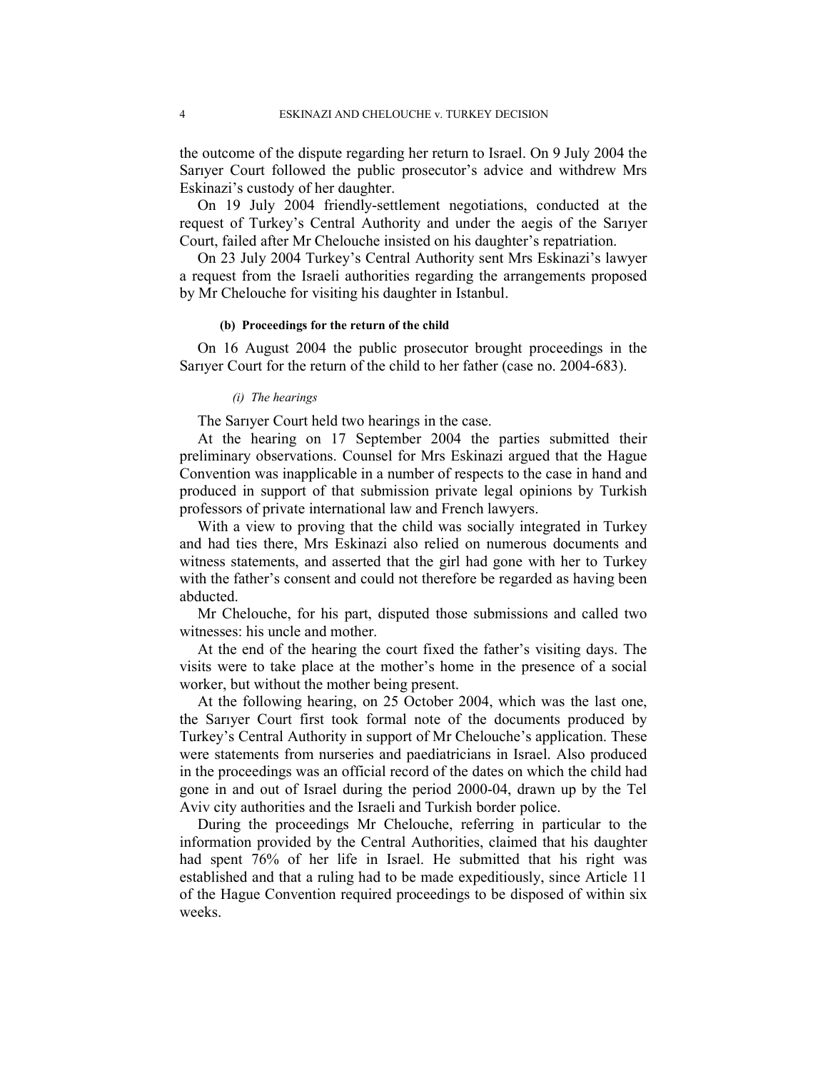the outcome of the dispute regarding her return to Israel. On 9 July 2004 the Sarıyer Court followed the public prosecutor's advice and withdrew Mrs Eskinazi's custody of her daughter.

On 19 July 2004 friendly-settlement negotiations, conducted at the request of Turkey's Central Authority and under the aegis of the Sarıyer Court, failed after Mr Chelouche insisted on his daughter's repatriation.

On 23 July 2004 Turkey's Central Authority sent Mrs Eskinazi's lawyer a request from the Israeli authorities regarding the arrangements proposed by Mr Chelouche for visiting his daughter in Istanbul.

#### (b) Proceedings for the return of the child

On 16 August 2004 the public prosecutor brought proceedings in the Sarıyer Court for the return of the child to her father (case no. 2004-683).

##### *(i) The hearings*

The Sarıyer Court held two hearings in the case.

At the hearing on 17 September 2004 the parties submitted their preliminary observations. Counsel for Mrs Eskinazi argued that the Hague Convention was inapplicable in a number of respects to the case in hand and produced in support of that submission private legal opinions by Turkish professors of private international law and French lawyers.

With a view to proving that the child was socially integrated in Turkey and had ties there, Mrs Eskinazi also relied on numerous documents and witness statements, and asserted that the girl had gone with her to Turkey with the father's consent and could not therefore be regarded as having been abducted.

Mr Chelouche, for his part, disputed those submissions and called two witnesses: his uncle and mother.

At the end of the hearing the court fixed the father's visiting days. The visits were to take place at the mother's home in the presence of a social worker, but without the mother being present.

At the following hearing, on 25 October 2004, which was the last one, the Sarıyer Court first took formal note of the documents produced by Turkey's Central Authority in support of Mr Chelouche's application. These were statements from nurseries and paediatricians in Israel. Also produced in the proceedings was an official record of the dates on which the child had gone in and out of Israel during the period 2000-04, drawn up by the Tel Aviv city authorities and the Israeli and Turkish border police.

During the proceedings Mr Chelouche, referring in particular to the information provided by the Central Authorities, claimed that his daughter had spent 76% of her life in Israel. He submitted that his right was established and that a ruling had to be made expeditiously, since Article 11 of the Hague Convention required proceedings to be disposed of within six weeks.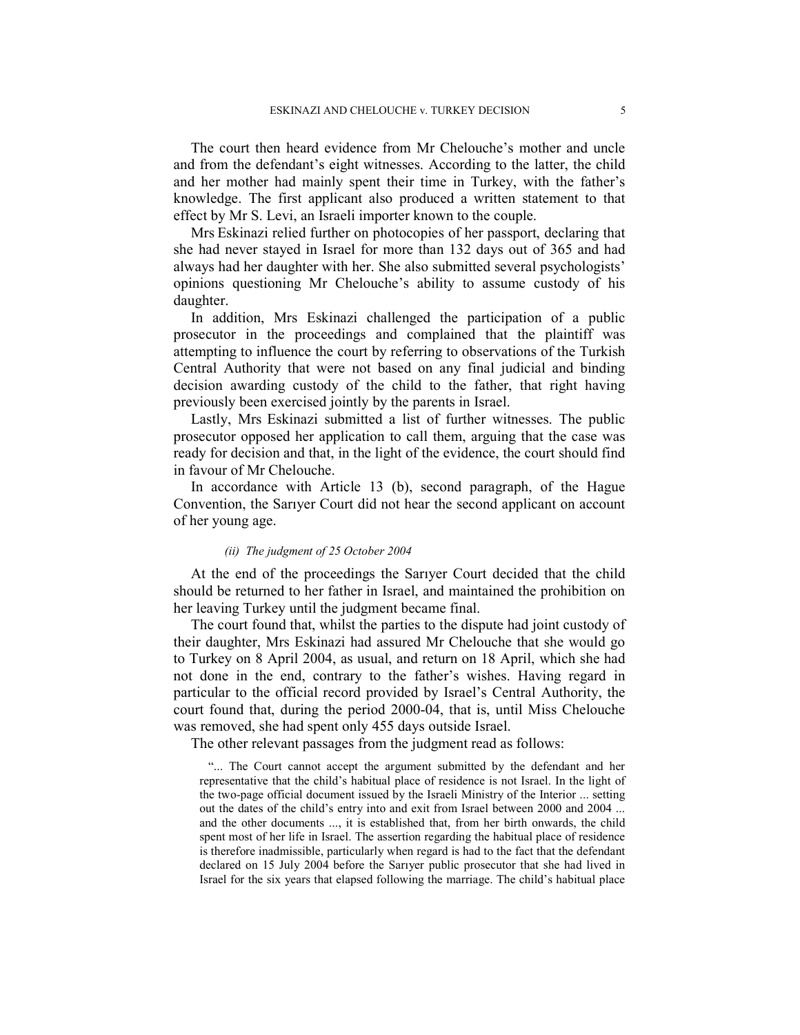The court then heard evidence from Mr Chelouche's mother and uncle and from the defendant's eight witnesses. According to the latter, the child and her mother had mainly spent their time in Turkey, with the father's knowledge. The first applicant also produced a written statement to that effect by Mr S. Levi, an Israeli importer known to the couple.

Mrs Eskinazi relied further on photocopies of her passport, declaring that she had never stayed in Israel for more than 132 days out of 365 and had always had her daughter with her. She also submitted several psychologists' opinions questioning Mr Chelouche's ability to assume custody of his daughter.

In addition, Mrs Eskinazi challenged the participation of a public prosecutor in the proceedings and complained that the plaintiff was attempting to influence the court by referring to observations of the Turkish Central Authority that were not based on any final judicial and binding decision awarding custody of the child to the father, that right having previously been exercised jointly by the parents in Israel.

Lastly, Mrs Eskinazi submitted a list of further witnesses. The public prosecutor opposed her application to call them, arguing that the case was ready for decision and that, in the light of the evidence, the court should find in favour of Mr Chelouche.

In accordance with Article 13 (b), second paragraph, of the Hague Convention, the Sarıyer Court did not hear the second applicant on account of her young age.

*(ii) The judgment of 25 October 2004*

At the end of the proceedings the Sarıyer Court decided that the child should be returned to her father in Israel, and maintained the prohibition on her leaving Turkey until the judgment became final.

The court found that, whilst the parties to the dispute had joint custody of their daughter, Mrs Eskinazi had assured Mr Chelouche that she would go to Turkey on 8 April 2004, as usual, and return on 18 April, which she had not done in the end, contrary to the father's wishes. Having regard in particular to the official record provided by Israel's Central Authority, the court found that, during the period 2000-04, that is, until Miss Chelouche was removed, she had spent only 455 days outside Israel.

The other relevant passages from the judgment read as follows:

> "... The Court cannot accept the argument submitted by the defendant and her representative that the child's habitual place of residence is not Israel. In the light of the two-page official document issued by the Israeli Ministry of the Interior ... setting out the dates of the child's entry into and exit from Israel between 2000 and 2004 ... and the other documents ..., it is established that, from her birth onwards, the child spent most of her life in Israel. The assertion regarding the habitual place of residence is therefore inadmissible, particularly when regard is had to the fact that the defendant declared on 15 July 2004 before the Sarıyer public prosecutor that she had lived in Israel for the six years that elapsed following the marriage. The child's habitual place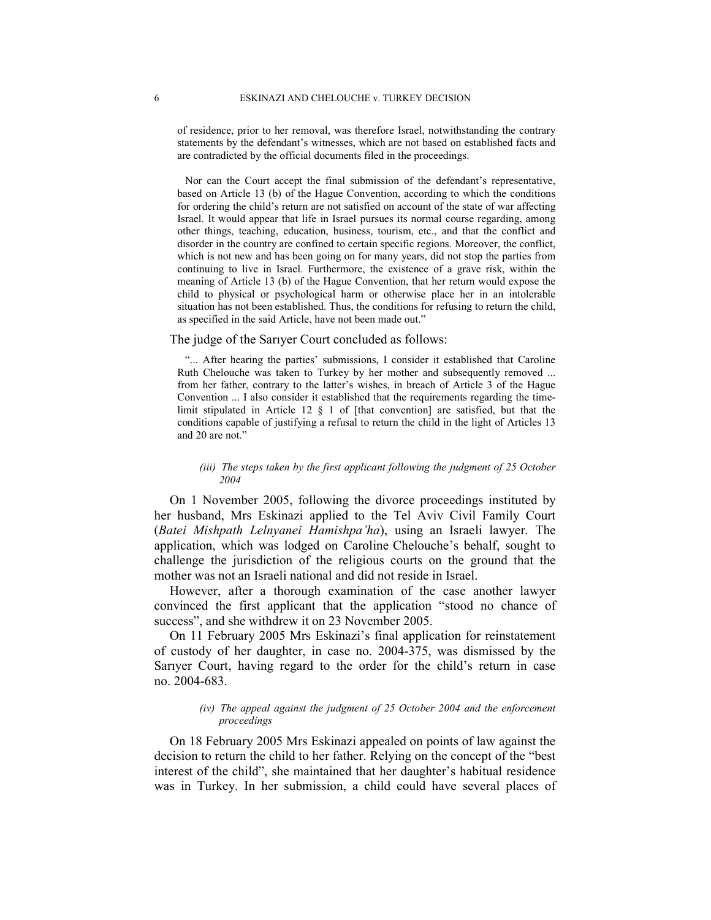of residence, prior to her removal, was therefore Israel, notwithstanding the contrary statements by the defendant's witnesses, which are not based on established facts and are contradicted by the official documents filed in the proceedings.

> Nor can the Court accept the final submission of the defendant's representative, based on Article 13 (b) of the Hague Convention, according to which the conditions for ordering the child's return are not satisfied on account of the state of war affecting Israel. It would appear that life in Israel pursues its normal course regarding, among other things, teaching, education, business, tourism, etc., and that the conflict and disorder in the country are confined to certain specific regions. Moreover, the conflict, which is not new and has been going on for many years, did not stop the parties from continuing to live in Israel. Furthermore, the existence of a grave risk, within the meaning of Article 13 (b) of the Hague Convention, that her return would expose the child to physical or psychological harm or otherwise place her in an intolerable situation has not been established. Thus, the conditions for refusing to return the child, as specified in the said Article, have not been made out."

The judge of the Sarıyer Court concluded as follows:

> "... After hearing the parties' submissions, I consider it established that Caroline Ruth Chelouche was taken to Turkey by her mother and subsequently removed ... from her father, contrary to the latter's wishes, in breach of Article 3 of the Hague Convention ... I also consider it established that the requirements regarding the time-limit stipulated in Article 12 § 1 of [that convention] are satisfied, but that the conditions capable of justifying a refusal to return the child in the light of Articles 13 and 20 are not."

*(iii) The steps taken by the first applicant following the judgment of 25 October 2004*

On 1 November 2005, following the divorce proceedings instituted by her husband, Mrs Eskinazi applied to the Tel Aviv Civil Family Court (*Batei Mishpath Lelnyanei Hamishpa'ha*), using an Israeli lawyer. The application, which was lodged on Caroline Chelouche's behalf, sought to challenge the jurisdiction of the religious courts on the ground that the mother was not an Israeli national and did not reside in Israel.

However, after a thorough examination of the case another lawyer convinced the first applicant that the application "stood no chance of success", and she withdrew it on 23 November 2005.

On 11 February 2005 Mrs Eskinazi's final application for reinstatement of custody of her daughter, in case no. 2004-375, was dismissed by the Sarıyer Court, having regard to the order for the child's return in case no. 2004-683.

*(iv) The appeal against the judgment of 25 October 2004 and the enforcement proceedings*

On 18 February 2005 Mrs Eskinazi appealed on points of law against the decision to return the child to her father. Relying on the concept of the "best interest of the child", she maintained that her daughter's habitual residence was in Turkey. In her submission, a child could have several places of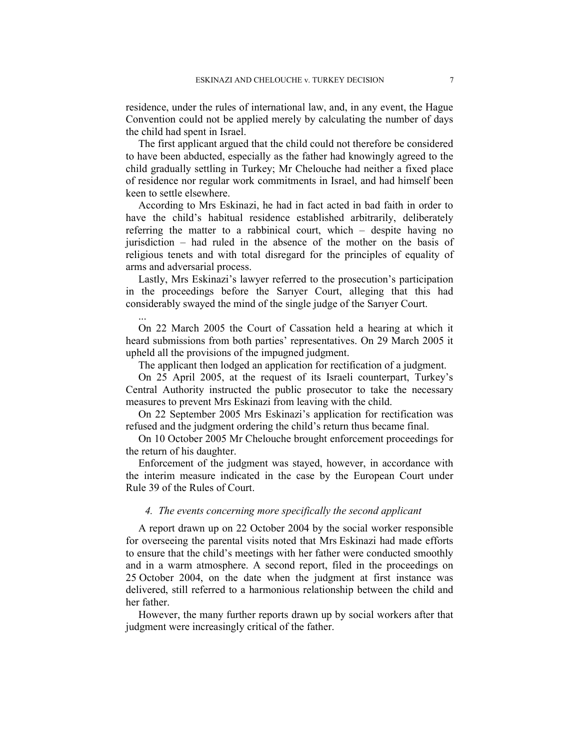residence, under the rules of international law, and, in any event, the Hague Convention could not be applied merely by calculating the number of days the child had spent in Israel.

The first applicant argued that the child could not therefore be considered to have been abducted, especially as the father had knowingly agreed to the child gradually settling in Turkey; Mr Chelouche had neither a fixed place of residence nor regular work commitments in Israel, and had himself been keen to settle elsewhere.

According to Mrs Eskinazi, he had in fact acted in bad faith in order to have the child's habitual residence established arbitrarily, deliberately referring the matter to a rabbinical court, which – despite having no jurisdiction – had ruled in the absence of the mother on the basis of religious tenets and with total disregard for the principles of equality of arms and adversarial process.

Lastly, Mrs Eskinazi's lawyer referred to the prosecution's participation in the proceedings before the Sarıyer Court, alleging that this had considerably swayed the mind of the single judge of the Sarıyer Court.

...

On 22 March 2005 the Court of Cassation held a hearing at which it heard submissions from both parties' representatives. On 29 March 2005 it upheld all the provisions of the impugned judgment.

The applicant then lodged an application for rectification of a judgment.

On 25 April 2005, at the request of its Israeli counterpart, Turkey's Central Authority instructed the public prosecutor to take the necessary measures to prevent Mrs Eskinazi from leaving with the child.

On 22 September 2005 Mrs Eskinazi's application for rectification was refused and the judgment ordering the child's return thus became final.

On 10 October 2005 Mr Chelouche brought enforcement proceedings for the return of his daughter.

Enforcement of the judgment was stayed, however, in accordance with the interim measure indicated in the case by the European Court under Rule 39 of the Rules of Court.

### *4. The events concerning more specifically the second applicant*

A report drawn up on 22 October 2004 by the social worker responsible for overseeing the parental visits noted that Mrs Eskinazi had made efforts to ensure that the child's meetings with her father were conducted smoothly and in a warm atmosphere. A second report, filed in the proceedings on 25 October 2004, on the date when the judgment at first instance was delivered, still referred to a harmonious relationship between the child and her father.

However, the many further reports drawn up by social workers after that judgment were increasingly critical of the father.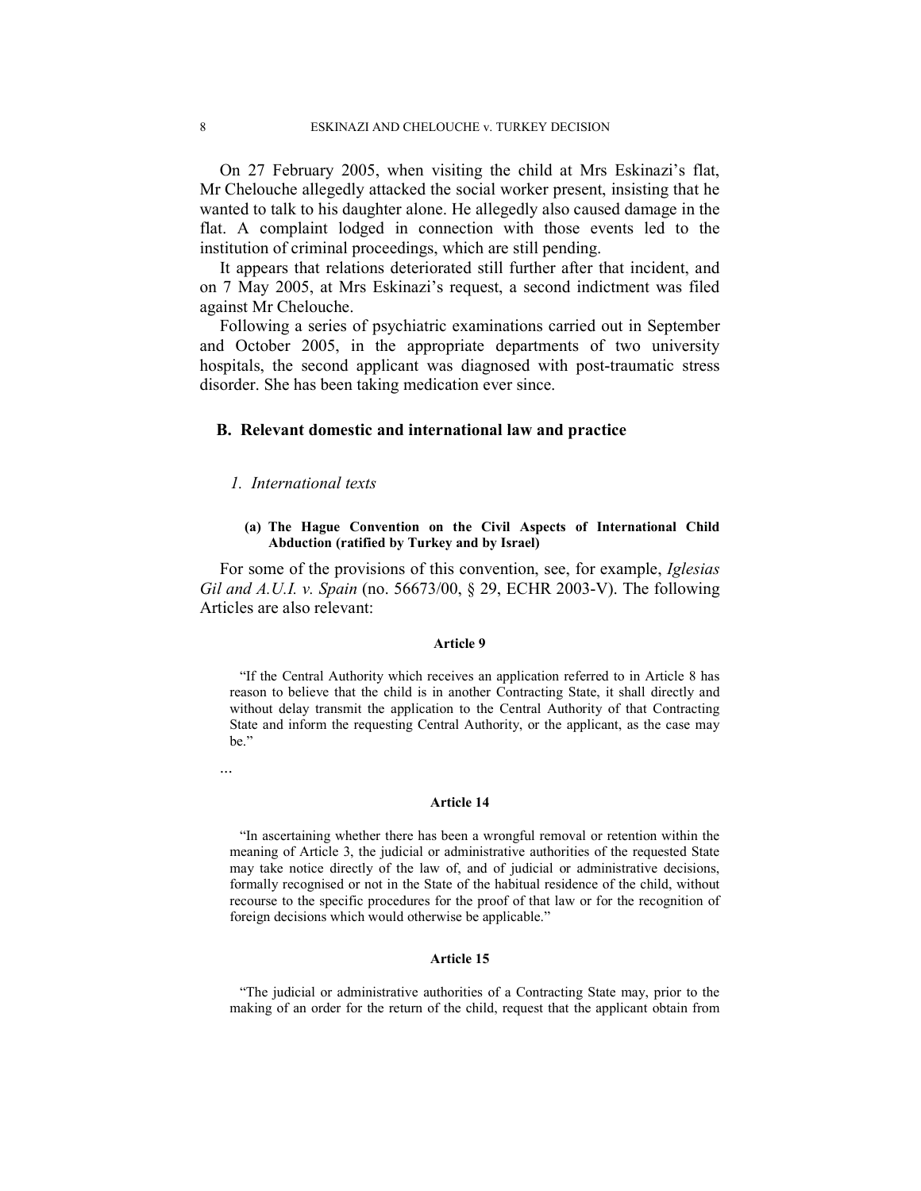On 27 February 2005, when visiting the child at Mrs Eskinazi's flat, Mr Chelouche allegedly attacked the social worker present, insisting that he wanted to talk to his daughter alone. He allegedly also caused damage in the flat. A complaint lodged in connection with those events led to the institution of criminal proceedings, which are still pending.

It appears that relations deteriorated still further after that incident, and on 7 May 2005, at Mrs Eskinazi's request, a second indictment was filed against Mr Chelouche.

Following a series of psychiatric examinations carried out in September and October 2005, in the appropriate departments of two university hospitals, the second applicant was diagnosed with post-traumatic stress disorder. She has been taking medication ever since.

## B. Relevant domestic and international law and practice

### *1. International texts*

#### (a) The Hague Convention on the Civil Aspects of International Child Abduction (ratified by Turkey and by Israel)

For some of the provisions of this convention, see, for example, *Iglesias Gil and A.U.I. v. Spain* (no. 56673/00, § 29, ECHR 2003-V). The following Articles are also relevant:

**Article 9**

> "If the Central Authority which receives an application referred to in Article 8 has reason to believe that the child is in another Contracting State, it shall directly and without delay transmit the application to the Central Authority of that Contracting State and inform the requesting Central Authority, or the applicant, as the case may be."

...

**Article 14**

> "In ascertaining whether there has been a wrongful removal or retention within the meaning of Article 3, the judicial or administrative authorities of the requested State may take notice directly of the law of, and of judicial or administrative decisions, formally recognised or not in the State of the habitual residence of the child, without recourse to the specific procedures for the proof of that law or for the recognition of foreign decisions which would otherwise be applicable."

**Article 15**

> "The judicial or administrative authorities of a Contracting State may, prior to the making of an order for the return of the child, request that the applicant obtain from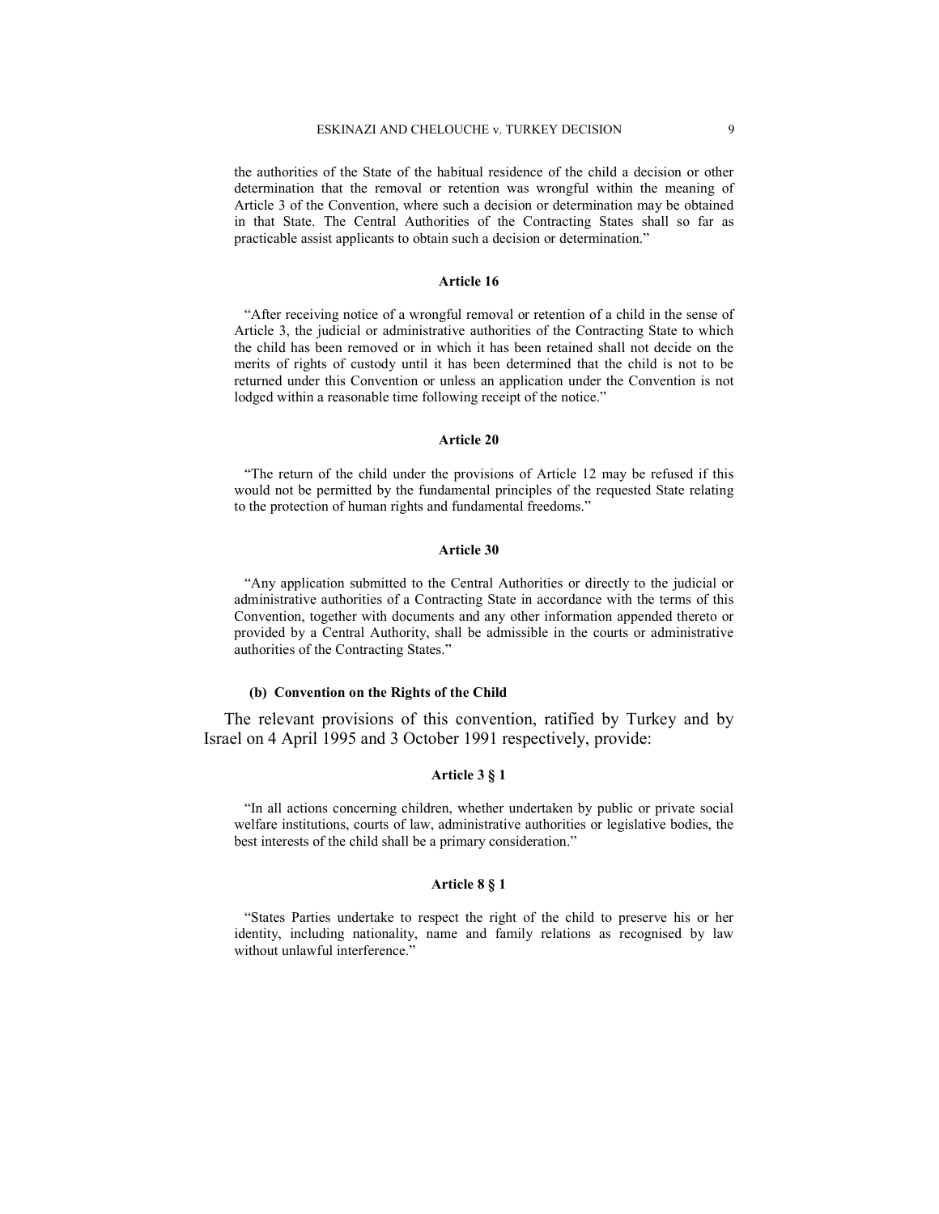the authorities of the State of the habitual residence of the child a decision or other determination that the removal or retention was wrongful within the meaning of Article 3 of the Convention, where such a decision or determination may be obtained in that State. The Central Authorities of the Contracting States shall so far as practicable assist applicants to obtain such a decision or determination."

**Article 16**

"After receiving notice of a wrongful removal or retention of a child in the sense of Article 3, the judicial or administrative authorities of the Contracting State to which the child has been removed or in which it has been retained shall not decide on the merits of rights of custody until it has been determined that the child is not to be returned under this Convention or unless an application under the Convention is not lodged within a reasonable time following receipt of the notice."

**Article 20**

"The return of the child under the provisions of Article 12 may be refused if this would not be permitted by the fundamental principles of the requested State relating to the protection of human rights and fundamental freedoms."

**Article 30**

"Any application submitted to the Central Authorities or directly to the judicial or administrative authorities of a Contracting State in accordance with the terms of this Convention, together with documents and any other information appended thereto or provided by a Central Authority, shall be admissible in the courts or administrative authorities of the Contracting States."

**(b) Convention on the Rights of the Child**

The relevant provisions of this convention, ratified by Turkey and by Israel on 4 April 1995 and 3 October 1991 respectively, provide:

**Article 3 § 1**

"In all actions concerning children, whether undertaken by public or private social welfare institutions, courts of law, administrative authorities or legislative bodies, the best interests of the child shall be a primary consideration."

**Article 8 § 1**

"States Parties undertake to respect the right of the child to preserve his or her identity, including nationality, name and family relations as recognised by law without unlawful interference."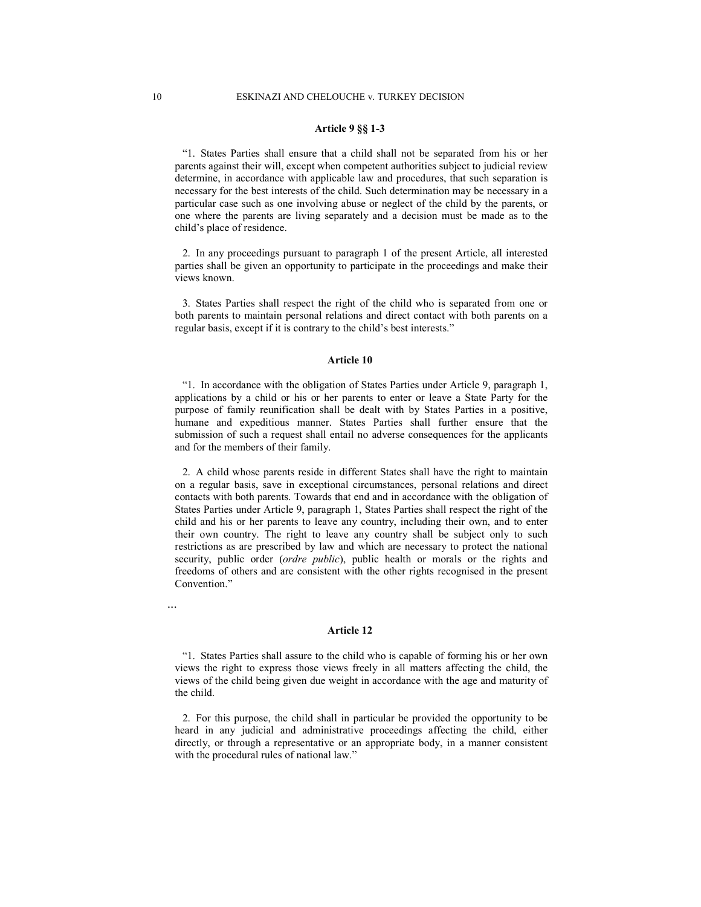#### Article 9 §§ 1-3

"1. States Parties shall ensure that a child shall not be separated from his or her parents against their will, except when competent authorities subject to judicial review determine, in accordance with applicable law and procedures, that such separation is necessary for the best interests of the child. Such determination may be necessary in a particular case such as one involving abuse or neglect of the child by the parents, or one where the parents are living separately and a decision must be made as to the child's place of residence.

2. In any proceedings pursuant to paragraph 1 of the present Article, all interested parties shall be given an opportunity to participate in the proceedings and make their views known.

3. States Parties shall respect the right of the child who is separated from one or both parents to maintain personal relations and direct contact with both parents on a regular basis, except if it is contrary to the child's best interests."

#### Article 10

"1. In accordance with the obligation of States Parties under Article 9, paragraph 1, applications by a child or his or her parents to enter or leave a State Party for the purpose of family reunification shall be dealt with by States Parties in a positive, humane and expeditious manner. States Parties shall further ensure that the submission of such a request shall entail no adverse consequences for the applicants and for the members of their family.

2. A child whose parents reside in different States shall have the right to maintain on a regular basis, save in exceptional circumstances, personal relations and direct contacts with both parents. Towards that end and in accordance with the obligation of States Parties under Article 9, paragraph 1, States Parties shall respect the right of the child and his or her parents to leave any country, including their own, and to enter their own country. The right to leave any country shall be subject only to such restrictions as are prescribed by law and which are necessary to protect the national security, public order (*ordre public*), public health or morals or the rights and freedoms of others and are consistent with the other rights recognised in the present Convention."

...

#### Article 12

"1. States Parties shall assure to the child who is capable of forming his or her own views the right to express those views freely in all matters affecting the child, the views of the child being given due weight in accordance with the age and maturity of the child.

2. For this purpose, the child shall in particular be provided the opportunity to be heard in any judicial and administrative proceedings affecting the child, either directly, or through a representative or an appropriate body, in a manner consistent with the procedural rules of national law."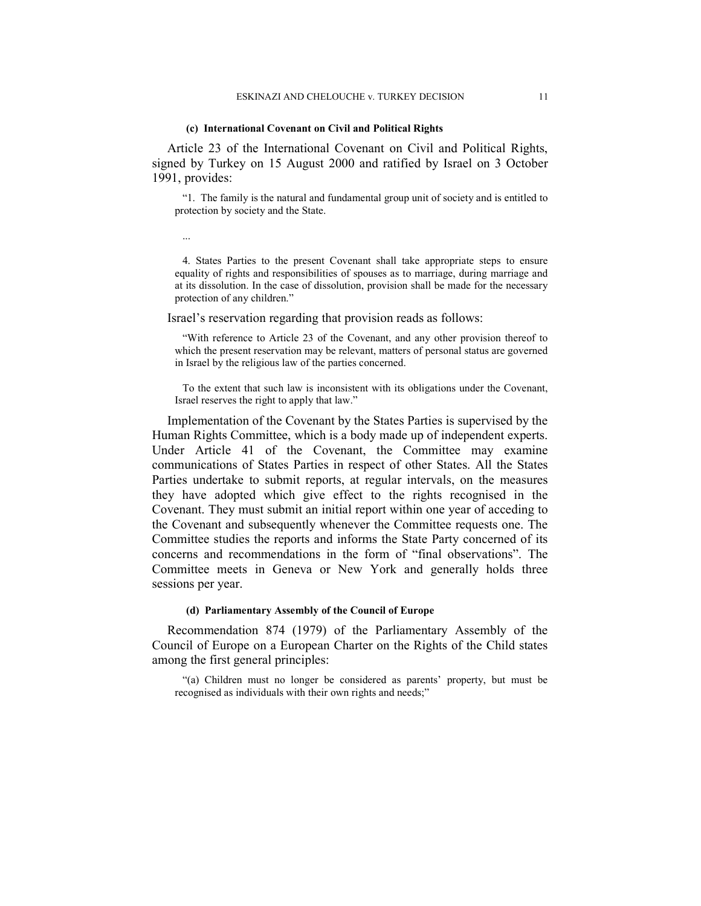#### (c) International Covenant on Civil and Political Rights

Article 23 of the International Covenant on Civil and Political Rights, signed by Turkey on 15 August 2000 and ratified by Israel on 3 October 1991, provides:

> "1. The family is the natural and fundamental group unit of society and is entitled to protection by society and the State.
>
> ...
>
> 4. States Parties to the present Covenant shall take appropriate steps to ensure equality of rights and responsibilities of spouses as to marriage, during marriage and at its dissolution. In the case of dissolution, provision shall be made for the necessary protection of any children."

Israel's reservation regarding that provision reads as follows:

> "With reference to Article 23 of the Covenant, and any other provision thereof to which the present reservation may be relevant, matters of personal status are governed in Israel by the religious law of the parties concerned.
>
> To the extent that such law is inconsistent with its obligations under the Covenant, Israel reserves the right to apply that law."

Implementation of the Covenant by the States Parties is supervised by the Human Rights Committee, which is a body made up of independent experts. Under Article 41 of the Covenant, the Committee may examine communications of States Parties in respect of other States. All the States Parties undertake to submit reports, at regular intervals, on the measures they have adopted which give effect to the rights recognised in the Covenant. They must submit an initial report within one year of acceding to the Covenant and subsequently whenever the Committee requests one. The Committee studies the reports and informs the State Party concerned of its concerns and recommendations in the form of "final observations". The Committee meets in Geneva or New York and generally holds three sessions per year.

#### (d) Parliamentary Assembly of the Council of Europe

Recommendation 874 (1979) of the Parliamentary Assembly of the Council of Europe on a European Charter on the Rights of the Child states among the first general principles:

> "(a) Children must no longer be considered as parents' property, but must be recognised as individuals with their own rights and needs;"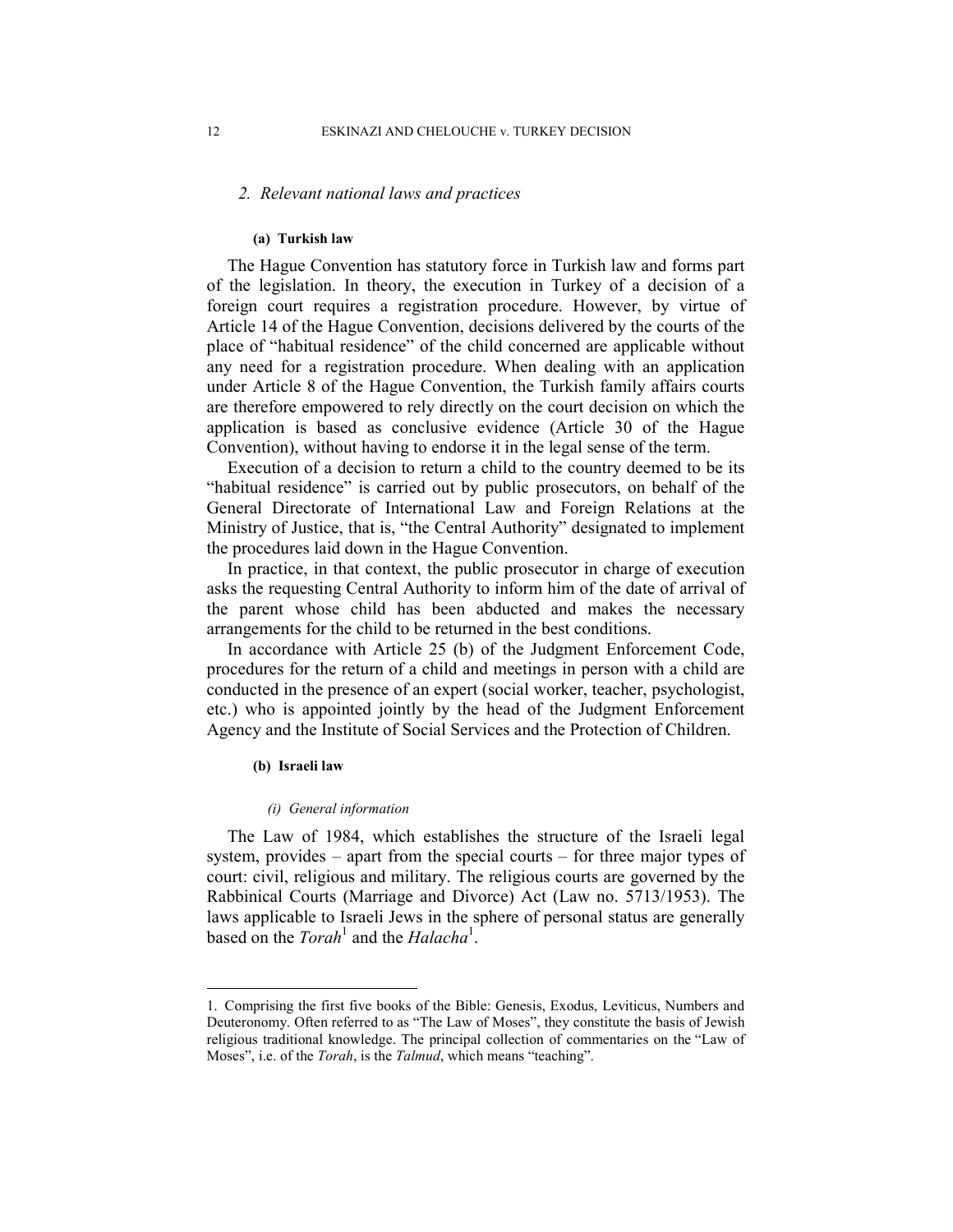## 2. *Relevant national laws and practices*

#### (a) Turkish law

The Hague Convention has statutory force in Turkish law and forms part of the legislation. In theory, the execution in Turkey of a decision of a foreign court requires a registration procedure. However, by virtue of Article 14 of the Hague Convention, decisions delivered by the courts of the place of "habitual residence" of the child concerned are applicable without any need for a registration procedure. When dealing with an application under Article 8 of the Hague Convention, the Turkish family affairs courts are therefore empowered to rely directly on the court decision on which the application is based as conclusive evidence (Article 30 of the Hague Convention), without having to endorse it in the legal sense of the term.

Execution of a decision to return a child to the country deemed to be its "habitual residence" is carried out by public prosecutors, on behalf of the General Directorate of International Law and Foreign Relations at the Ministry of Justice, that is, "the Central Authority" designated to implement the procedures laid down in the Hague Convention.

In practice, in that context, the public prosecutor in charge of execution asks the requesting Central Authority to inform him of the date of arrival of the parent whose child has been abducted and makes the necessary arrangements for the child to be returned in the best conditions.

In accordance with Article 25 (b) of the Judgment Enforcement Code, procedures for the return of a child and meetings in person with a child are conducted in the presence of an expert (social worker, teacher, psychologist, etc.) who is appointed jointly by the head of the Judgment Enforcement Agency and the Institute of Social Services and the Protection of Children.

#### (b) Israeli law

##### *(i) General information*

The Law of 1984, which establishes the structure of the Israeli legal system, provides – apart from the special courts – for three major types of court: civil, religious and military. The religious courts are governed by the Rabbinical Courts (Marriage and Divorce) Act (Law no. 5713/1953). The laws applicable to Israeli Jews in the sphere of personal status are generally based on the *Torah*[1] and the *Halacha*[1].

---

1. Comprising the first five books of the Bible: Genesis, Exodus, Leviticus, Numbers and Deuteronomy. Often referred to as "The Law of Moses", they constitute the basis of Jewish religious traditional knowledge. The principal collection of commentaries on the "Law of Moses", i.e. of the *Torah*, is the *Talmud*, which means "teaching".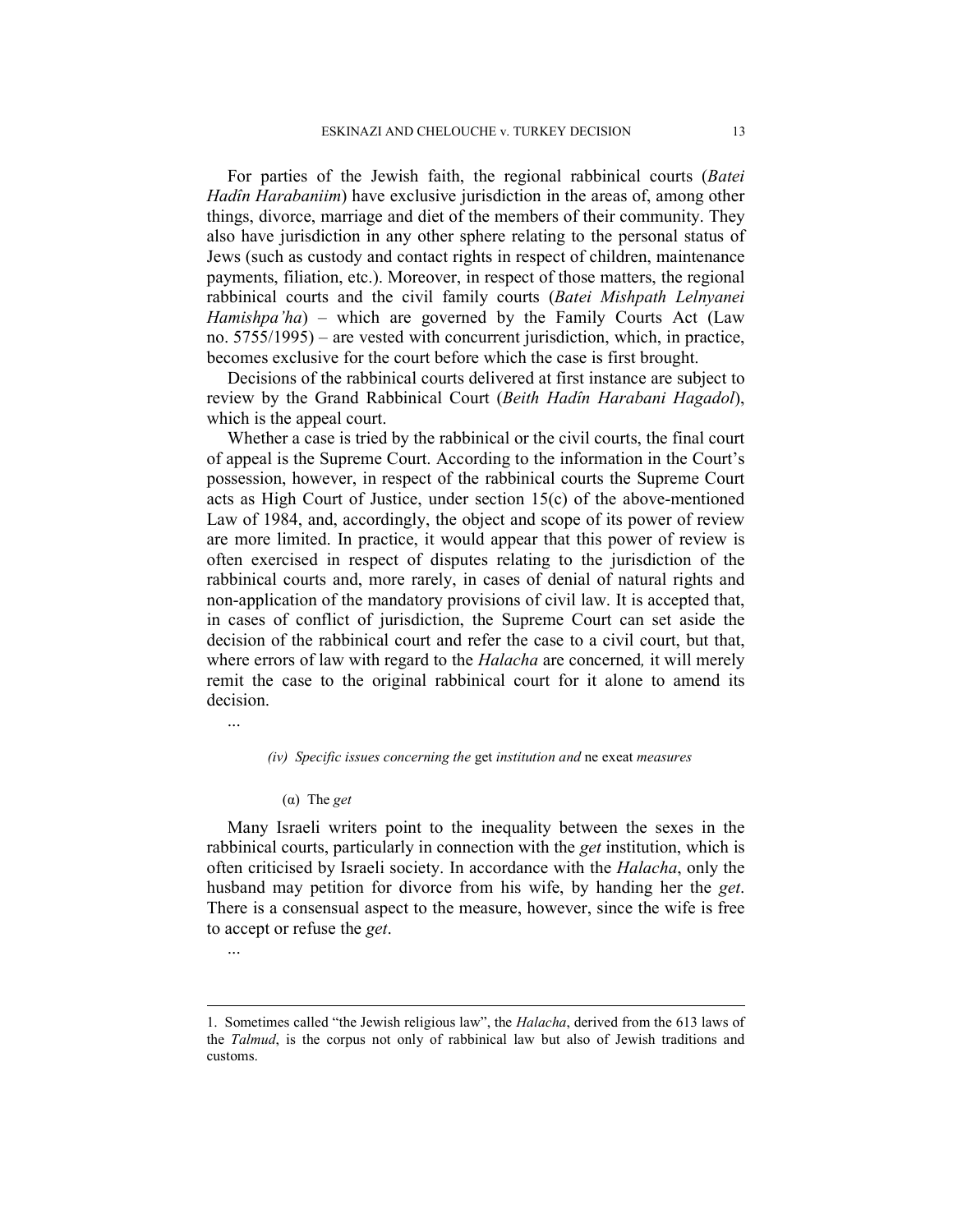For parties of the Jewish faith, the regional rabbinical courts (*Batei Hadîn Harabaniim*) have exclusive jurisdiction in the areas of, among other things, divorce, marriage and diet of the members of their community. They also have jurisdiction in any other sphere relating to the personal status of Jews (such as custody and contact rights in respect of children, maintenance payments, filiation, etc.). Moreover, in respect of those matters, the regional rabbinical courts and the civil family courts (*Batei Mishpath Lelnyanei Hamishpa'ha*) – which are governed by the Family Courts Act (Law no. 5755/1995) – are vested with concurrent jurisdiction, which, in practice, becomes exclusive for the court before which the case is first brought.

Decisions of the rabbinical courts delivered at first instance are subject to review by the Grand Rabbinical Court (*Beith Hadîn Harabani Hagadol*), which is the appeal court.

Whether a case is tried by the rabbinical or the civil courts, the final court of appeal is the Supreme Court. According to the information in the Court's possession, however, in respect of the rabbinical courts the Supreme Court acts as High Court of Justice, under section 15(c) of the above-mentioned Law of 1984, and, accordingly, the object and scope of its power of review are more limited. In practice, it would appear that this power of review is often exercised in respect of disputes relating to the jurisdiction of the rabbinical courts and, more rarely, in cases of denial of natural rights and non-application of the mandatory provisions of civil law. It is accepted that, in cases of conflict of jurisdiction, the Supreme Court can set aside the decision of the rabbinical court and refer the case to a civil court, but that, where errors of law with regard to the *Halacha* are concerned, it will merely remit the case to the original rabbinical court for it alone to amend its decision.

...

*(iv) Specific issues concerning the* get *institution and* ne exeat *measures*

(α) The *get*

Many Israeli writers point to the inequality between the sexes in the rabbinical courts, particularly in connection with the *get* institution, which is often criticised by Israeli society. In accordance with the *Halacha*, only the husband may petition for divorce from his wife, by handing her the *get*. There is a consensual aspect to the measure, however, since the wife is free to accept or refuse the *get*.

...

---

1. Sometimes called "the Jewish religious law", the *Halacha*, derived from the 613 laws of the *Talmud*, is the corpus not only of rabbinical law but also of Jewish traditions and customs.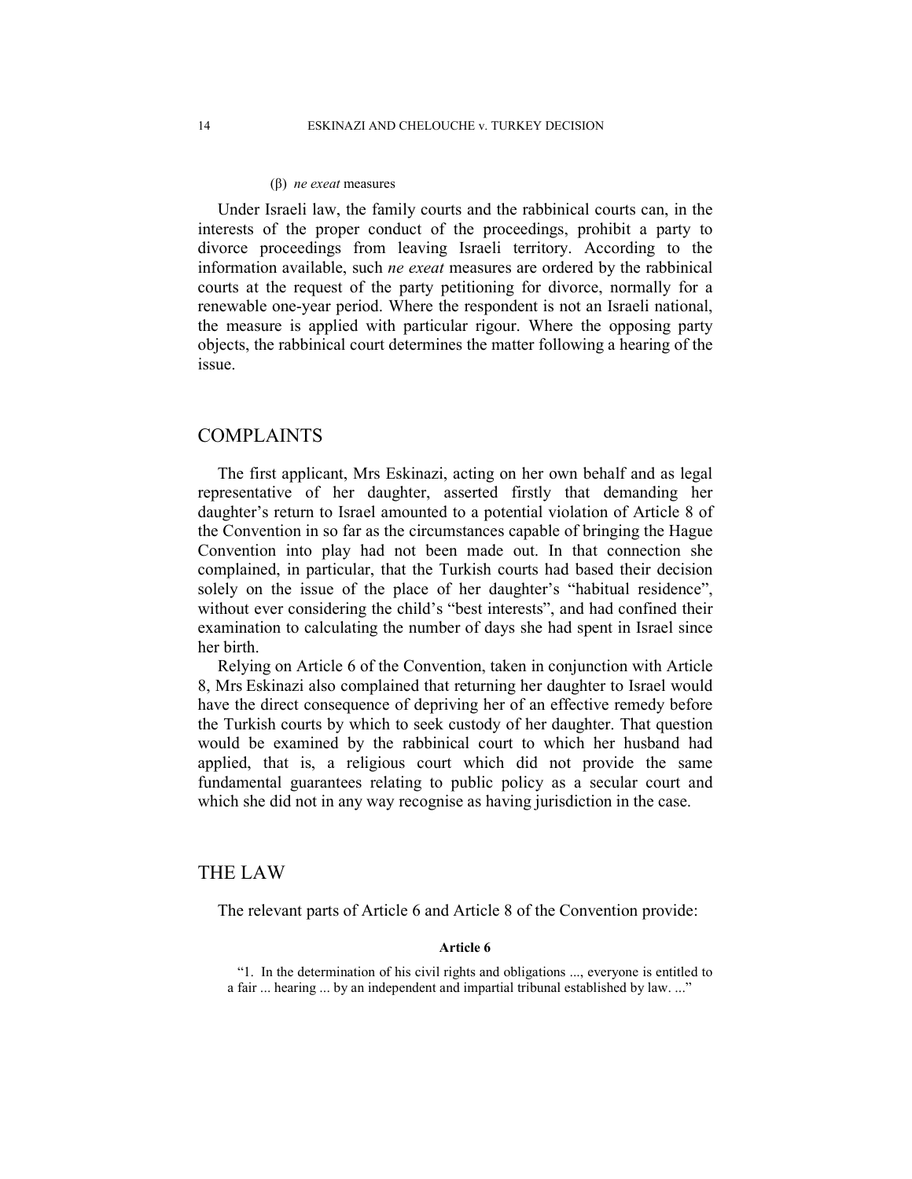(β) *ne exeat* measures

Under Israeli law, the family courts and the rabbinical courts can, in the interests of the proper conduct of the proceedings, prohibit a party to divorce proceedings from leaving Israeli territory. According to the information available, such *ne exeat* measures are ordered by the rabbinical courts at the request of the party petitioning for divorce, normally for a renewable one-year period. Where the respondent is not an Israeli national, the measure is applied with particular rigour. Where the opposing party objects, the rabbinical court determines the matter following a hearing of the issue.

## COMPLAINTS

The first applicant, Mrs Eskinazi, acting on her own behalf and as legal representative of her daughter, asserted firstly that demanding her daughter's return to Israel amounted to a potential violation of Article 8 of the Convention in so far as the circumstances capable of bringing the Hague Convention into play had not been made out. In that connection she complained, in particular, that the Turkish courts had based their decision solely on the issue of the place of her daughter's "habitual residence", without ever considering the child's "best interests", and had confined their examination to calculating the number of days she had spent in Israel since her birth.

Relying on Article 6 of the Convention, taken in conjunction with Article 8, Mrs Eskinazi also complained that returning her daughter to Israel would have the direct consequence of depriving her of an effective remedy before the Turkish courts by which to seek custody of her daughter. That question would be examined by the rabbinical court to which her husband had applied, that is, a religious court which did not provide the same fundamental guarantees relating to public policy as a secular court and which she did not in any way recognise as having jurisdiction in the case.

## THE LAW

The relevant parts of Article 6 and Article 8 of the Convention provide:

**Article 6**

"1. In the determination of his civil rights and obligations ..., everyone is entitled to a fair ... hearing ... by an independent and impartial tribunal established by law. ..."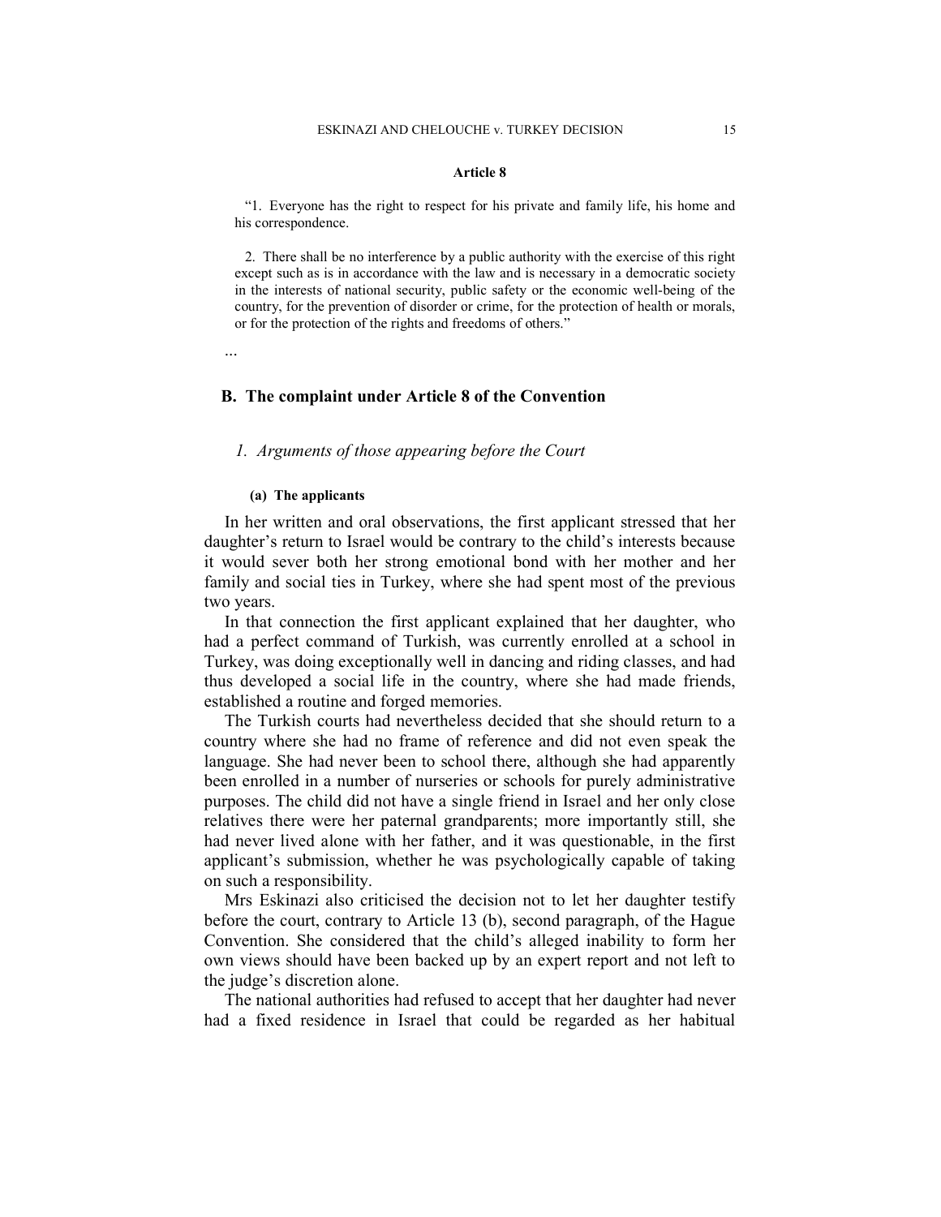**Article 8**

> "1. Everyone has the right to respect for his private and family life, his home and his correspondence.
>
> 2. There shall be no interference by a public authority with the exercise of this right except such as is in accordance with the law and is necessary in a democratic society in the interests of national security, public safety or the economic well-being of the country, for the prevention of disorder or crime, for the protection of health or morals, or for the protection of the rights and freedoms of others."

...

## B. The complaint under Article 8 of the Convention

### *1. Arguments of those appearing before the Court*

#### (a) The applicants

In her written and oral observations, the first applicant stressed that her daughter's return to Israel would be contrary to the child's interests because it would sever both her strong emotional bond with her mother and her family and social ties in Turkey, where she had spent most of the previous two years.

In that connection the first applicant explained that her daughter, who had a perfect command of Turkish, was currently enrolled at a school in Turkey, was doing exceptionally well in dancing and riding classes, and had thus developed a social life in the country, where she had made friends, established a routine and forged memories.

The Turkish courts had nevertheless decided that she should return to a country where she had no frame of reference and did not even speak the language. She had never been to school there, although she had apparently been enrolled in a number of nurseries or schools for purely administrative purposes. The child did not have a single friend in Israel and her only close relatives there were her paternal grandparents; more importantly still, she had never lived alone with her father, and it was questionable, in the first applicant's submission, whether he was psychologically capable of taking on such a responsibility.

Mrs Eskinazi also criticised the decision not to let her daughter testify before the court, contrary to Article 13 (b), second paragraph, of the Hague Convention. She considered that the child's alleged inability to form her own views should have been backed up by an expert report and not left to the judge's discretion alone.

The national authorities had refused to accept that her daughter had never had a fixed residence in Israel that could be regarded as her habitual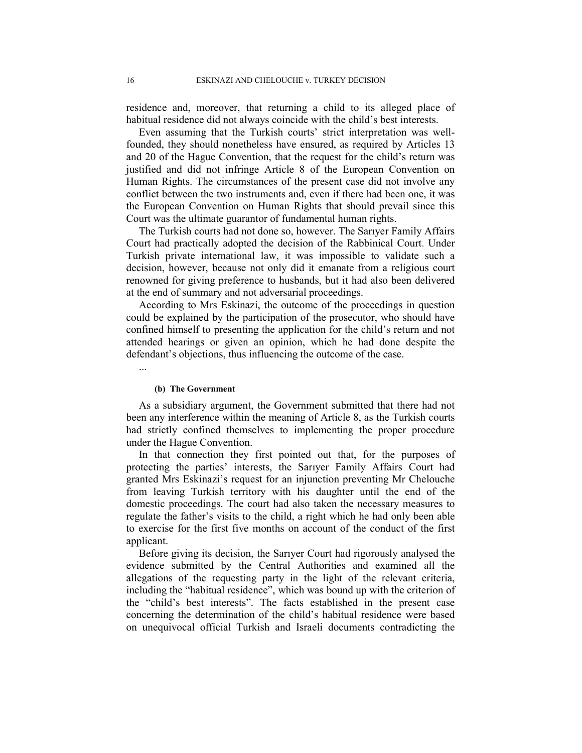residence and, moreover, that returning a child to its alleged place of habitual residence did not always coincide with the child's best interests.

Even assuming that the Turkish courts' strict interpretation was well-founded, they should nonetheless have ensured, as required by Articles 13 and 20 of the Hague Convention, that the request for the child's return was justified and did not infringe Article 8 of the European Convention on Human Rights. The circumstances of the present case did not involve any conflict between the two instruments and, even if there had been one, it was the European Convention on Human Rights that should prevail since this Court was the ultimate guarantor of fundamental human rights.

The Turkish courts had not done so, however. The Sarıyer Family Affairs Court had practically adopted the decision of the Rabbinical Court. Under Turkish private international law, it was impossible to validate such a decision, however, because not only did it emanate from a religious court renowned for giving preference to husbands, but it had also been delivered at the end of summary and not adversarial proceedings.

According to Mrs Eskinazi, the outcome of the proceedings in question could be explained by the participation of the prosecutor, who should have confined himself to presenting the application for the child's return and not attended hearings or given an opinion, which he had done despite the defendant's objections, thus influencing the outcome of the case.

...

#### (b) The Government

As a subsidiary argument, the Government submitted that there had not been any interference within the meaning of Article 8, as the Turkish courts had strictly confined themselves to implementing the proper procedure under the Hague Convention.

In that connection they first pointed out that, for the purposes of protecting the parties' interests, the Sarıyer Family Affairs Court had granted Mrs Eskinazi's request for an injunction preventing Mr Chelouche from leaving Turkish territory with his daughter until the end of the domestic proceedings. The court had also taken the necessary measures to regulate the father's visits to the child, a right which he had only been able to exercise for the first five months on account of the conduct of the first applicant.

Before giving its decision, the Sarıyer Court had rigorously analysed the evidence submitted by the Central Authorities and examined all the allegations of the requesting party in the light of the relevant criteria, including the "habitual residence", which was bound up with the criterion of the "child's best interests". The facts established in the present case concerning the determination of the child's habitual residence were based on unequivocal official Turkish and Israeli documents contradicting the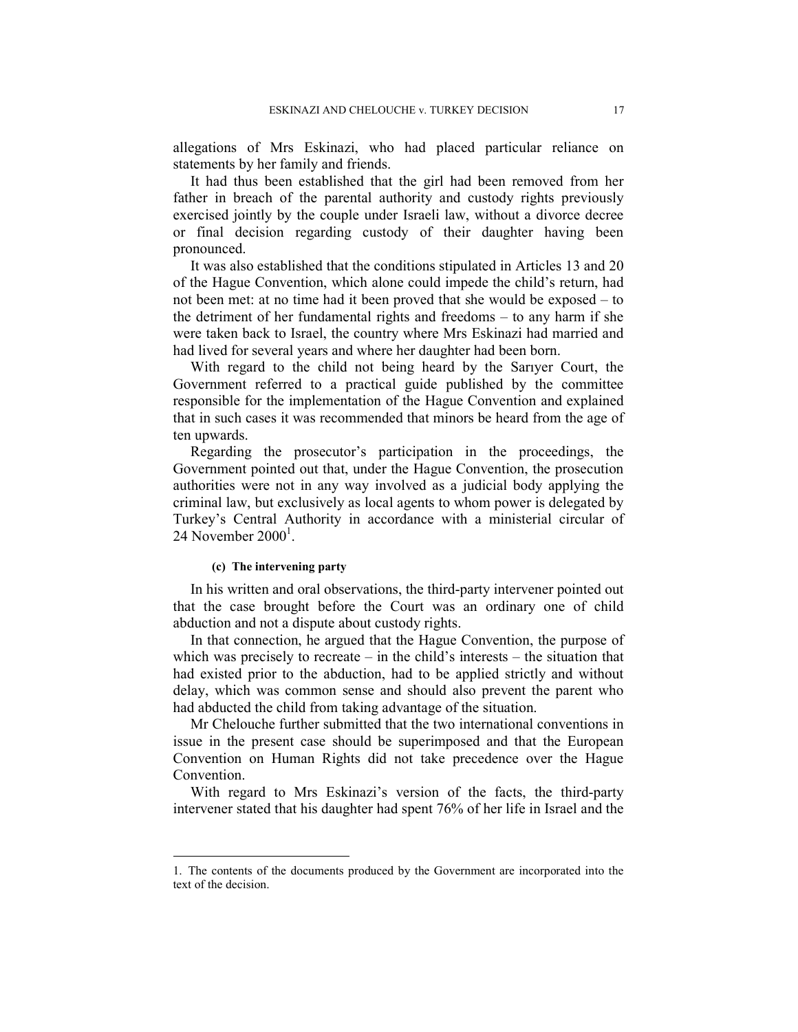allegations of Mrs Eskinazi, who had placed particular reliance on statements by her family and friends.

It had thus been established that the girl had been removed from her father in breach of the parental authority and custody rights previously exercised jointly by the couple under Israeli law, without a divorce decree or final decision regarding custody of their daughter having been pronounced.

It was also established that the conditions stipulated in Articles 13 and 20 of the Hague Convention, which alone could impede the child's return, had not been met: at no time had it been proved that she would be exposed – to the detriment of her fundamental rights and freedoms – to any harm if she were taken back to Israel, the country where Mrs Eskinazi had married and had lived for several years and where her daughter had been born.

With regard to the child not being heard by the Sarıyer Court, the Government referred to a practical guide published by the committee responsible for the implementation of the Hague Convention and explained that in such cases it was recommended that minors be heard from the age of ten upwards.

Regarding the prosecutor's participation in the proceedings, the Government pointed out that, under the Hague Convention, the prosecution authorities were not in any way involved as a judicial body applying the criminal law, but exclusively as local agents to whom power is delegated by Turkey's Central Authority in accordance with a ministerial circular of 24 November 2000[1].

#### (c) The intervening party

In his written and oral observations, the third-party intervener pointed out that the case brought before the Court was an ordinary one of child abduction and not a dispute about custody rights.

In that connection, he argued that the Hague Convention, the purpose of which was precisely to recreate – in the child's interests – the situation that had existed prior to the abduction, had to be applied strictly and without delay, which was common sense and should also prevent the parent who had abducted the child from taking advantage of the situation.

Mr Chelouche further submitted that the two international conventions in issue in the present case should be superimposed and that the European Convention on Human Rights did not take precedence over the Hague Convention.

With regard to Mrs Eskinazi's version of the facts, the third-party intervener stated that his daughter had spent 76% of her life in Israel and the

---

1. The contents of the documents produced by the Government are incorporated into the text of the decision.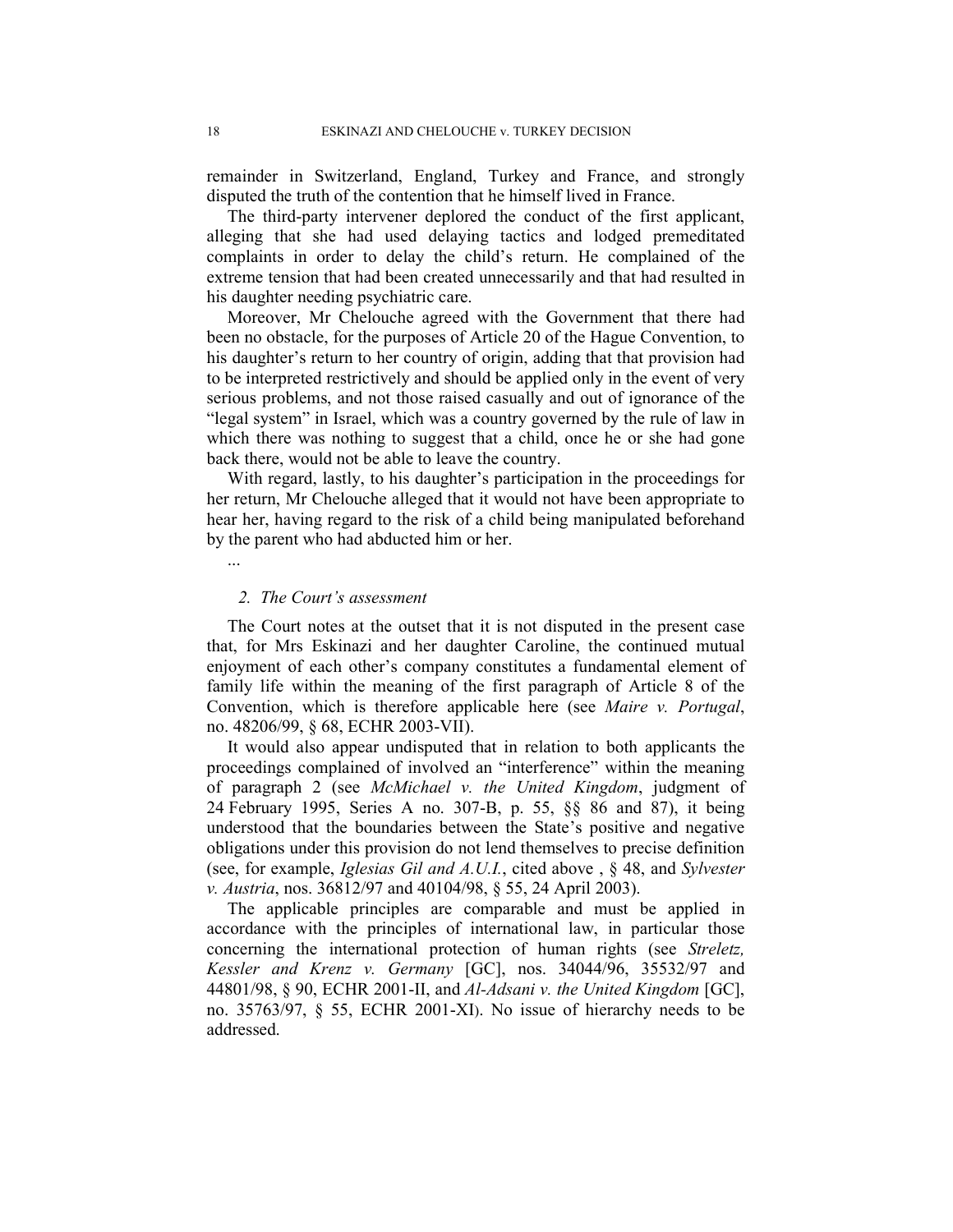remainder in Switzerland, England, Turkey and France, and strongly disputed the truth of the contention that he himself lived in France.

The third-party intervener deplored the conduct of the first applicant, alleging that she had used delaying tactics and lodged premeditated complaints in order to delay the child's return. He complained of the extreme tension that had been created unnecessarily and that had resulted in his daughter needing psychiatric care.

Moreover, Mr Chelouche agreed with the Government that there had been no obstacle, for the purposes of Article 20 of the Hague Convention, to his daughter's return to her country of origin, adding that that provision had to be interpreted restrictively and should be applied only in the event of very serious problems, and not those raised casually and out of ignorance of the "legal system" in Israel, which was a country governed by the rule of law in which there was nothing to suggest that a child, once he or she had gone back there, would not be able to leave the country.

With regard, lastly, to his daughter's participation in the proceedings for her return, Mr Chelouche alleged that it would not have been appropriate to hear her, having regard to the risk of a child being manipulated beforehand by the parent who had abducted him or her.

...

### *2. The Court's assessment*

The Court notes at the outset that it is not disputed in the present case that, for Mrs Eskinazi and her daughter Caroline, the continued mutual enjoyment of each other's company constitutes a fundamental element of family life within the meaning of the first paragraph of Article 8 of the Convention, which is therefore applicable here (see *Maire v. Portugal*, no. 48206/99, § 68, ECHR 2003-VII).

It would also appear undisputed that in relation to both applicants the proceedings complained of involved an "interference" within the meaning of paragraph 2 (see *McMichael v. the United Kingdom*, judgment of 24 February 1995, Series A no. 307-B, p. 55, §§ 86 and 87), it being understood that the boundaries between the State's positive and negative obligations under this provision do not lend themselves to precise definition (see, for example, *Iglesias Gil and A.U.I.*, cited above , § 48, and *Sylvester v. Austria*, nos. 36812/97 and 40104/98, § 55, 24 April 2003).

The applicable principles are comparable and must be applied in accordance with the principles of international law, in particular those concerning the international protection of human rights (see *Streletz, Kessler and Krenz v. Germany* [GC], nos. 34044/96, 35532/97 and 44801/98, § 90, ECHR 2001-II, and *Al-Adsani v. the United Kingdom* [GC], no. 35763/97, § 55, ECHR 2001-XI). No issue of hierarchy needs to be addressed.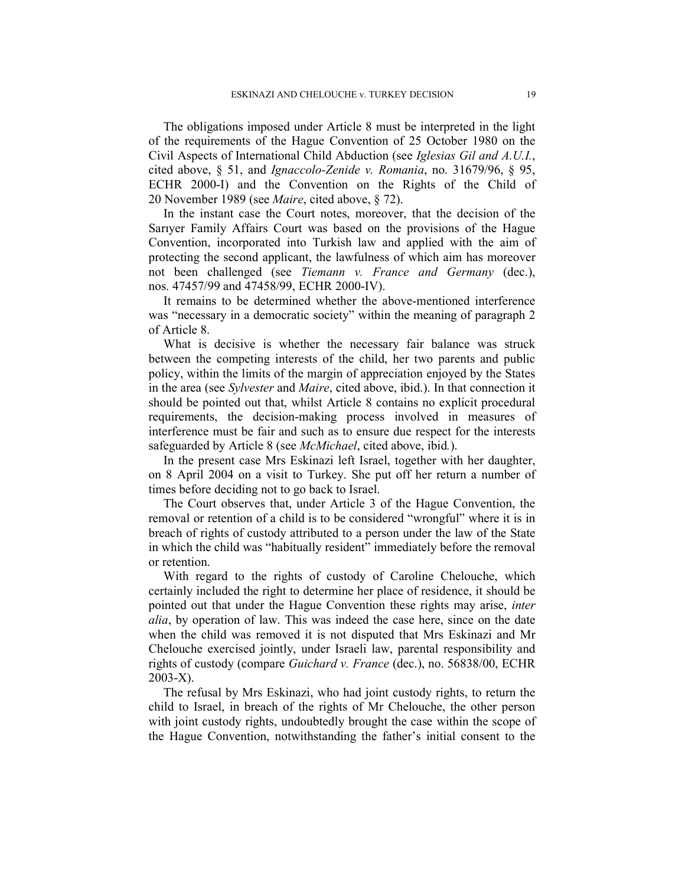The obligations imposed under Article 8 must be interpreted in the light of the requirements of the Hague Convention of 25 October 1980 on the Civil Aspects of International Child Abduction (see *Iglesias Gil and A.U.I.*, cited above, § 51, and *Ignaccolo-Zenide v. Romania*, no. 31679/96, § 95, ECHR 2000-I) and the Convention on the Rights of the Child of 20 November 1989 (see *Maire*, cited above, § 72).

In the instant case the Court notes, moreover, that the decision of the Sarıyer Family Affairs Court was based on the provisions of the Hague Convention, incorporated into Turkish law and applied with the aim of protecting the second applicant, the lawfulness of which aim has moreover not been challenged (see *Tiemann v. France and Germany* (dec.), nos. 47457/99 and 47458/99, ECHR 2000-IV).

It remains to be determined whether the above-mentioned interference was "necessary in a democratic society" within the meaning of paragraph 2 of Article 8.

What is decisive is whether the necessary fair balance was struck between the competing interests of the child, her two parents and public policy, within the limits of the margin of appreciation enjoyed by the States in the area (see *Sylvester* and *Maire*, cited above, ibid.). In that connection it should be pointed out that, whilst Article 8 contains no explicit procedural requirements, the decision-making process involved in measures of interference must be fair and such as to ensure due respect for the interests safeguarded by Article 8 (see *McMichael*, cited above, ibid*.*).

In the present case Mrs Eskinazi left Israel, together with her daughter, on 8 April 2004 on a visit to Turkey. She put off her return a number of times before deciding not to go back to Israel.

The Court observes that, under Article 3 of the Hague Convention, the removal or retention of a child is to be considered "wrongful" where it is in breach of rights of custody attributed to a person under the law of the State in which the child was "habitually resident" immediately before the removal or retention.

With regard to the rights of custody of Caroline Chelouche, which certainly included the right to determine her place of residence, it should be pointed out that under the Hague Convention these rights may arise, *inter alia*, by operation of law. This was indeed the case here, since on the date when the child was removed it is not disputed that Mrs Eskinazi and Mr Chelouche exercised jointly, under Israeli law, parental responsibility and rights of custody (compare *Guichard v. France* (dec.), no. 56838/00, ECHR 2003-X).

The refusal by Mrs Eskinazi, who had joint custody rights, to return the child to Israel, in breach of the rights of Mr Chelouche, the other person with joint custody rights, undoubtedly brought the case within the scope of the Hague Convention, notwithstanding the father's initial consent to the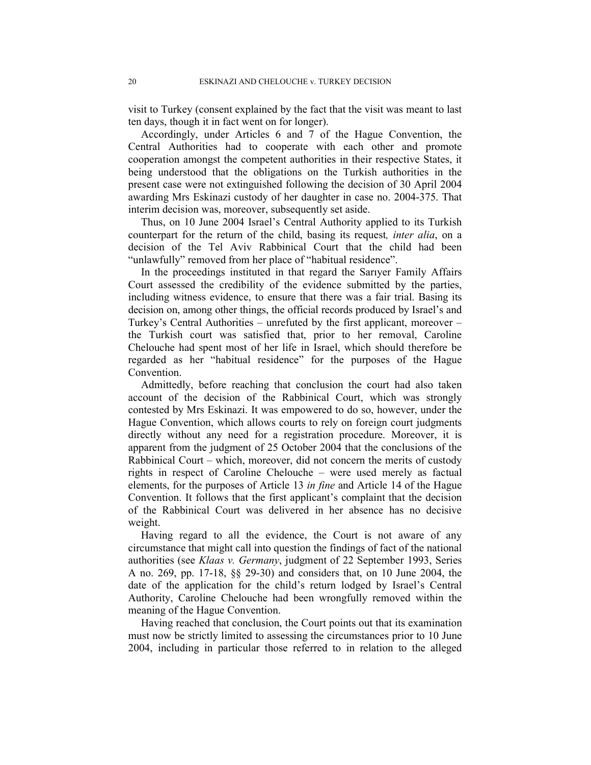visit to Turkey (consent explained by the fact that the visit was meant to last ten days, though it in fact went on for longer).

Accordingly, under Articles 6 and 7 of the Hague Convention, the Central Authorities had to cooperate with each other and promote cooperation amongst the competent authorities in their respective States, it being understood that the obligations on the Turkish authorities in the present case were not extinguished following the decision of 30 April 2004 awarding Mrs Eskinazi custody of her daughter in case no. 2004-375. That interim decision was, moreover, subsequently set aside.

Thus, on 10 June 2004 Israel's Central Authority applied to its Turkish counterpart for the return of the child, basing its request*, inter alia*, on a decision of the Tel Aviv Rabbinical Court that the child had been "unlawfully" removed from her place of "habitual residence".

In the proceedings instituted in that regard the Sarıyer Family Affairs Court assessed the credibility of the evidence submitted by the parties, including witness evidence, to ensure that there was a fair trial. Basing its decision on, among other things, the official records produced by Israel's and Turkey's Central Authorities – unrefuted by the first applicant, moreover – the Turkish court was satisfied that, prior to her removal, Caroline Chelouche had spent most of her life in Israel, which should therefore be regarded as her "habitual residence" for the purposes of the Hague Convention.

Admittedly, before reaching that conclusion the court had also taken account of the decision of the Rabbinical Court, which was strongly contested by Mrs Eskinazi. It was empowered to do so, however, under the Hague Convention, which allows courts to rely on foreign court judgments directly without any need for a registration procedure. Moreover, it is apparent from the judgment of 25 October 2004 that the conclusions of the Rabbinical Court – which, moreover, did not concern the merits of custody rights in respect of Caroline Chelouche – were used merely as factual elements, for the purposes of Article 13 *in fine* and Article 14 of the Hague Convention. It follows that the first applicant's complaint that the decision of the Rabbinical Court was delivered in her absence has no decisive weight.

Having regard to all the evidence, the Court is not aware of any circumstance that might call into question the findings of fact of the national authorities (see *Klaas v. Germany*, judgment of 22 September 1993, Series A no. 269, pp. 17-18, §§ 29-30) and considers that, on 10 June 2004, the date of the application for the child's return lodged by Israel's Central Authority, Caroline Chelouche had been wrongfully removed within the meaning of the Hague Convention.

Having reached that conclusion, the Court points out that its examination must now be strictly limited to assessing the circumstances prior to 10 June 2004, including in particular those referred to in relation to the alleged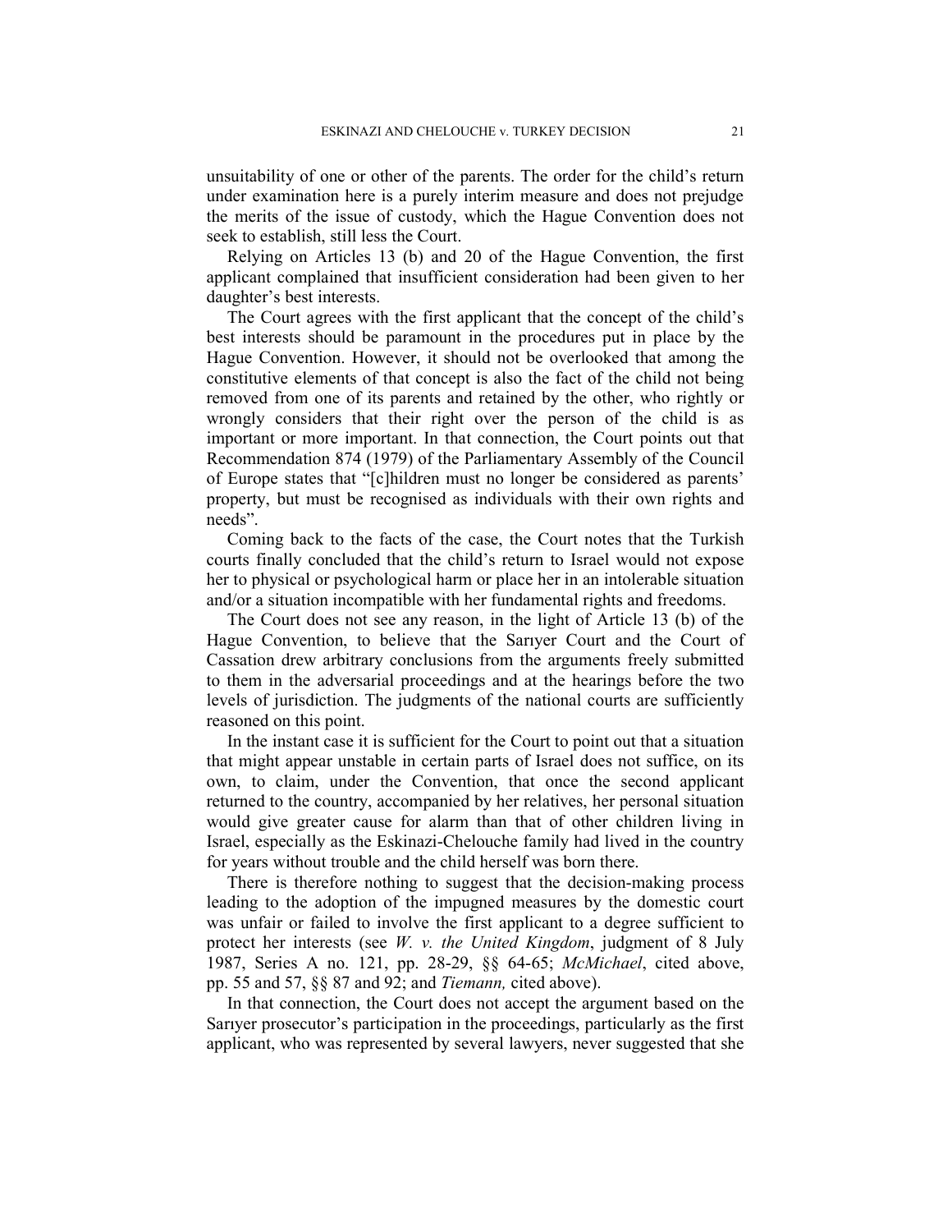unsuitability of one or other of the parents. The order for the child's return under examination here is a purely interim measure and does not prejudge the merits of the issue of custody, which the Hague Convention does not seek to establish, still less the Court.

Relying on Articles 13 (b) and 20 of the Hague Convention, the first applicant complained that insufficient consideration had been given to her daughter's best interests.

The Court agrees with the first applicant that the concept of the child's best interests should be paramount in the procedures put in place by the Hague Convention. However, it should not be overlooked that among the constitutive elements of that concept is also the fact of the child not being removed from one of its parents and retained by the other, who rightly or wrongly considers that their right over the person of the child is as important or more important. In that connection, the Court points out that Recommendation 874 (1979) of the Parliamentary Assembly of the Council of Europe states that "[c]hildren must no longer be considered as parents' property, but must be recognised as individuals with their own rights and needs".

Coming back to the facts of the case, the Court notes that the Turkish courts finally concluded that the child's return to Israel would not expose her to physical or psychological harm or place her in an intolerable situation and/or a situation incompatible with her fundamental rights and freedoms.

The Court does not see any reason, in the light of Article 13 (b) of the Hague Convention, to believe that the Sarıyer Court and the Court of Cassation drew arbitrary conclusions from the arguments freely submitted to them in the adversarial proceedings and at the hearings before the two levels of jurisdiction. The judgments of the national courts are sufficiently reasoned on this point.

In the instant case it is sufficient for the Court to point out that a situation that might appear unstable in certain parts of Israel does not suffice, on its own, to claim, under the Convention, that once the second applicant returned to the country, accompanied by her relatives, her personal situation would give greater cause for alarm than that of other children living in Israel, especially as the Eskinazi-Chelouche family had lived in the country for years without trouble and the child herself was born there.

There is therefore nothing to suggest that the decision-making process leading to the adoption of the impugned measures by the domestic court was unfair or failed to involve the first applicant to a degree sufficient to protect her interests (see *W. v. the United Kingdom*, judgment of 8 July 1987, Series A no. 121, pp. 28-29, §§ 64-65; *McMichael*, cited above, pp. 55 and 57, §§ 87 and 92; and *Tiemann,* cited above).

In that connection, the Court does not accept the argument based on the Sarıyer prosecutor's participation in the proceedings, particularly as the first applicant, who was represented by several lawyers, never suggested that she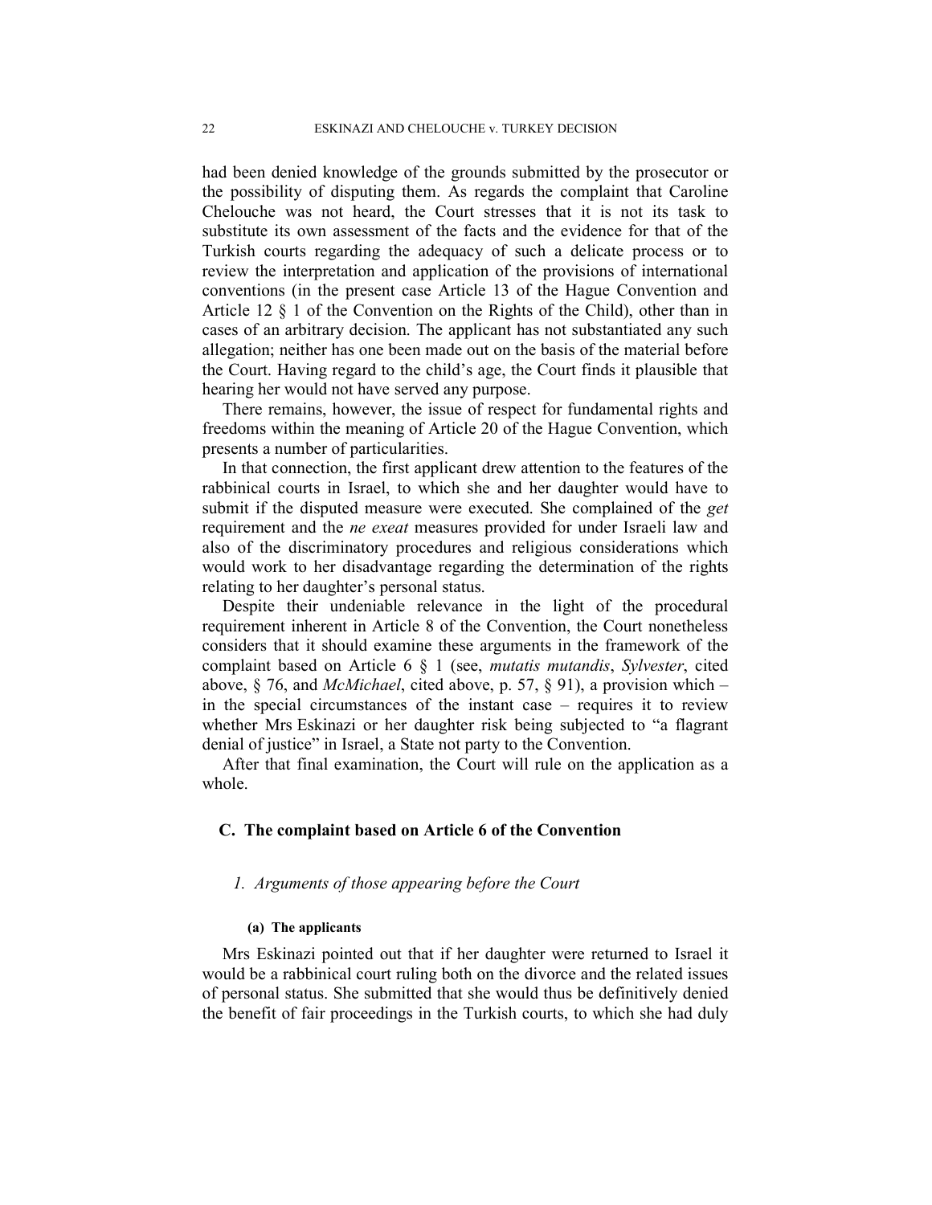had been denied knowledge of the grounds submitted by the prosecutor or the possibility of disputing them. As regards the complaint that Caroline Chelouche was not heard, the Court stresses that it is not its task to substitute its own assessment of the facts and the evidence for that of the Turkish courts regarding the adequacy of such a delicate process or to review the interpretation and application of the provisions of international conventions (in the present case Article 13 of the Hague Convention and Article 12 § 1 of the Convention on the Rights of the Child), other than in cases of an arbitrary decision. The applicant has not substantiated any such allegation; neither has one been made out on the basis of the material before the Court. Having regard to the child's age, the Court finds it plausible that hearing her would not have served any purpose.

There remains, however, the issue of respect for fundamental rights and freedoms within the meaning of Article 20 of the Hague Convention, which presents a number of particularities.

In that connection, the first applicant drew attention to the features of the rabbinical courts in Israel, to which she and her daughter would have to submit if the disputed measure were executed. She complained of the *get* requirement and the *ne exeat* measures provided for under Israeli law and also of the discriminatory procedures and religious considerations which would work to her disadvantage regarding the determination of the rights relating to her daughter's personal status.

Despite their undeniable relevance in the light of the procedural requirement inherent in Article 8 of the Convention, the Court nonetheless considers that it should examine these arguments in the framework of the complaint based on Article 6 § 1 (see, *mutatis mutandis*, *Sylvester*, cited above, § 76, and *McMichael*, cited above, p. 57, § 91), a provision which – in the special circumstances of the instant case – requires it to review whether Mrs Eskinazi or her daughter risk being subjected to "a flagrant denial of justice" in Israel, a State not party to the Convention.

After that final examination, the Court will rule on the application as a whole.

### C. The complaint based on Article 6 of the Convention

#### *1. Arguments of those appearing before the Court*

##### (a) The applicants

Mrs Eskinazi pointed out that if her daughter were returned to Israel it would be a rabbinical court ruling both on the divorce and the related issues of personal status. She submitted that she would thus be definitively denied the benefit of fair proceedings in the Turkish courts, to which she had duly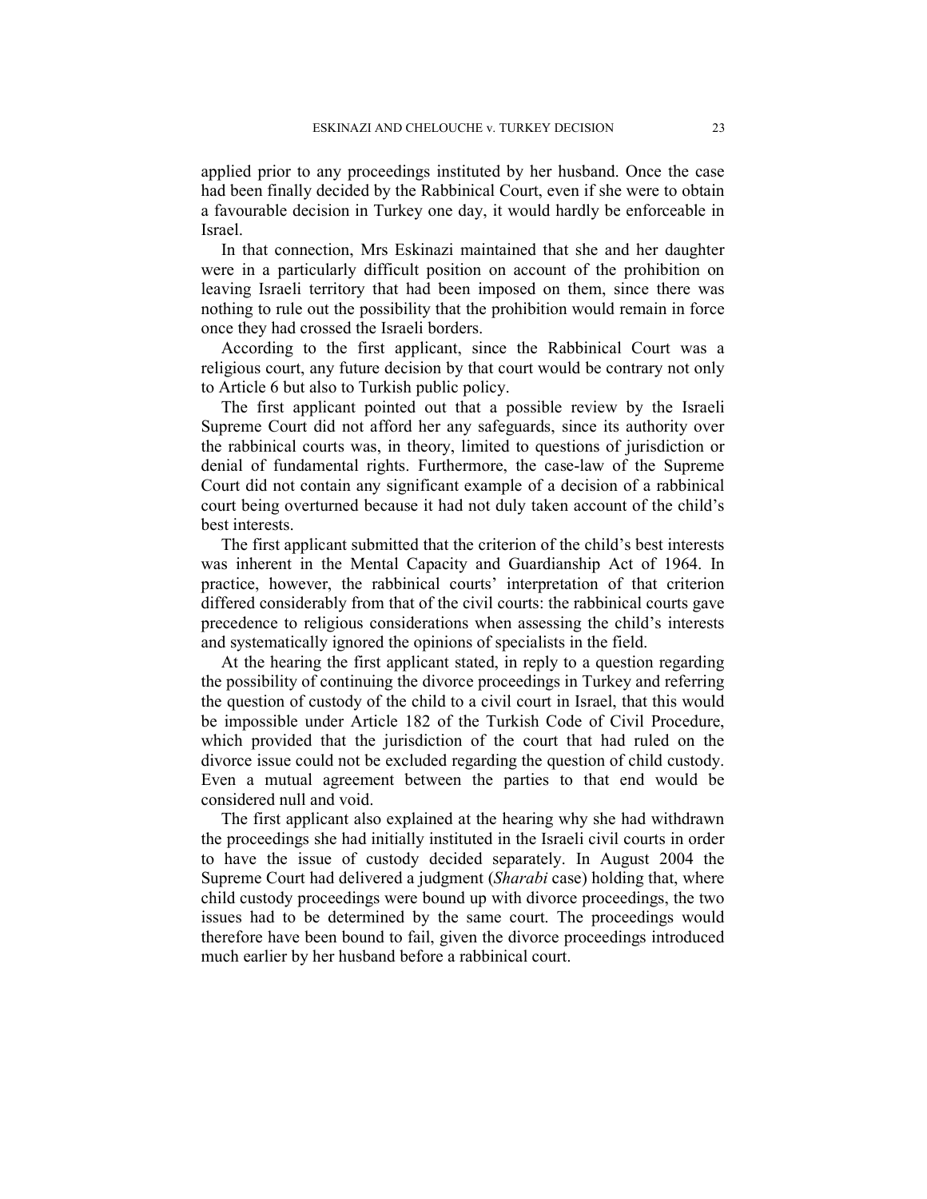applied prior to any proceedings instituted by her husband. Once the case had been finally decided by the Rabbinical Court, even if she were to obtain a favourable decision in Turkey one day, it would hardly be enforceable in Israel.

In that connection, Mrs Eskinazi maintained that she and her daughter were in a particularly difficult position on account of the prohibition on leaving Israeli territory that had been imposed on them, since there was nothing to rule out the possibility that the prohibition would remain in force once they had crossed the Israeli borders.

According to the first applicant, since the Rabbinical Court was a religious court, any future decision by that court would be contrary not only to Article 6 but also to Turkish public policy.

The first applicant pointed out that a possible review by the Israeli Supreme Court did not afford her any safeguards, since its authority over the rabbinical courts was, in theory, limited to questions of jurisdiction or denial of fundamental rights. Furthermore, the case-law of the Supreme Court did not contain any significant example of a decision of a rabbinical court being overturned because it had not duly taken account of the child's best interests.

The first applicant submitted that the criterion of the child's best interests was inherent in the Mental Capacity and Guardianship Act of 1964. In practice, however, the rabbinical courts' interpretation of that criterion differed considerably from that of the civil courts: the rabbinical courts gave precedence to religious considerations when assessing the child's interests and systematically ignored the opinions of specialists in the field.

At the hearing the first applicant stated, in reply to a question regarding the possibility of continuing the divorce proceedings in Turkey and referring the question of custody of the child to a civil court in Israel, that this would be impossible under Article 182 of the Turkish Code of Civil Procedure, which provided that the jurisdiction of the court that had ruled on the divorce issue could not be excluded regarding the question of child custody. Even a mutual agreement between the parties to that end would be considered null and void.

The first applicant also explained at the hearing why she had withdrawn the proceedings she had initially instituted in the Israeli civil courts in order to have the issue of custody decided separately. In August 2004 the Supreme Court had delivered a judgment (*Sharabi* case) holding that, where child custody proceedings were bound up with divorce proceedings, the two issues had to be determined by the same court. The proceedings would therefore have been bound to fail, given the divorce proceedings introduced much earlier by her husband before a rabbinical court.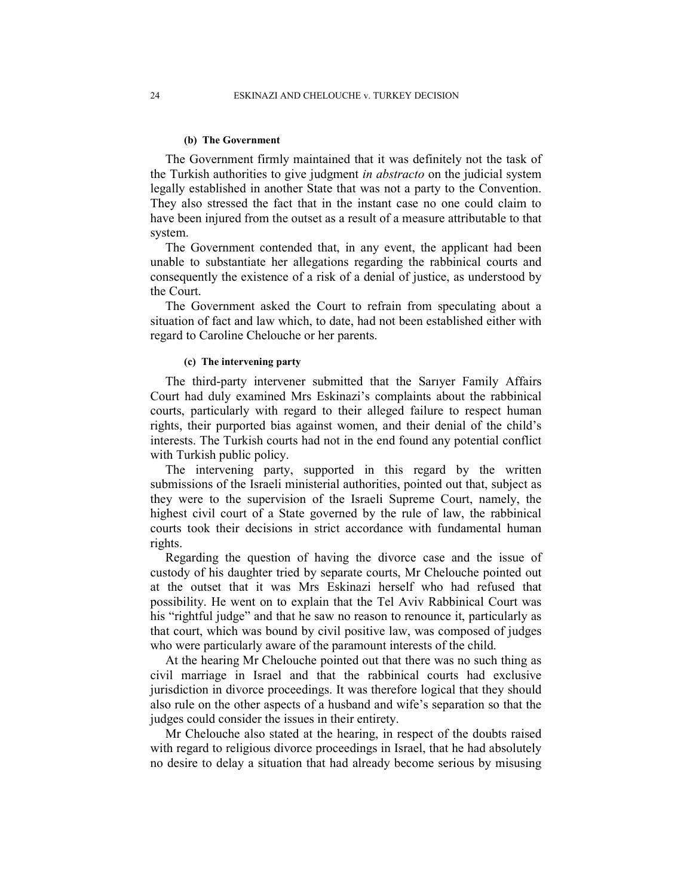#### (b) The Government

The Government firmly maintained that it was definitely not the task of the Turkish authorities to give judgment *in abstracto* on the judicial system legally established in another State that was not a party to the Convention. They also stressed the fact that in the instant case no one could claim to have been injured from the outset as a result of a measure attributable to that system.

The Government contended that, in any event, the applicant had been unable to substantiate her allegations regarding the rabbinical courts and consequently the existence of a risk of a denial of justice, as understood by the Court.

The Government asked the Court to refrain from speculating about a situation of fact and law which, to date, had not been established either with regard to Caroline Chelouche or her parents.

#### (c) The intervening party

The third-party intervener submitted that the Sarıyer Family Affairs Court had duly examined Mrs Eskinazi's complaints about the rabbinical courts, particularly with regard to their alleged failure to respect human rights, their purported bias against women, and their denial of the child's interests. The Turkish courts had not in the end found any potential conflict with Turkish public policy.

The intervening party, supported in this regard by the written submissions of the Israeli ministerial authorities, pointed out that, subject as they were to the supervision of the Israeli Supreme Court, namely, the highest civil court of a State governed by the rule of law, the rabbinical courts took their decisions in strict accordance with fundamental human rights.

Regarding the question of having the divorce case and the issue of custody of his daughter tried by separate courts, Mr Chelouche pointed out at the outset that it was Mrs Eskinazi herself who had refused that possibility. He went on to explain that the Tel Aviv Rabbinical Court was his "rightful judge" and that he saw no reason to renounce it, particularly as that court, which was bound by civil positive law, was composed of judges who were particularly aware of the paramount interests of the child.

At the hearing Mr Chelouche pointed out that there was no such thing as civil marriage in Israel and that the rabbinical courts had exclusive jurisdiction in divorce proceedings. It was therefore logical that they should also rule on the other aspects of a husband and wife's separation so that the judges could consider the issues in their entirety.

Mr Chelouche also stated at the hearing, in respect of the doubts raised with regard to religious divorce proceedings in Israel, that he had absolutely no desire to delay a situation that had already become serious by misusing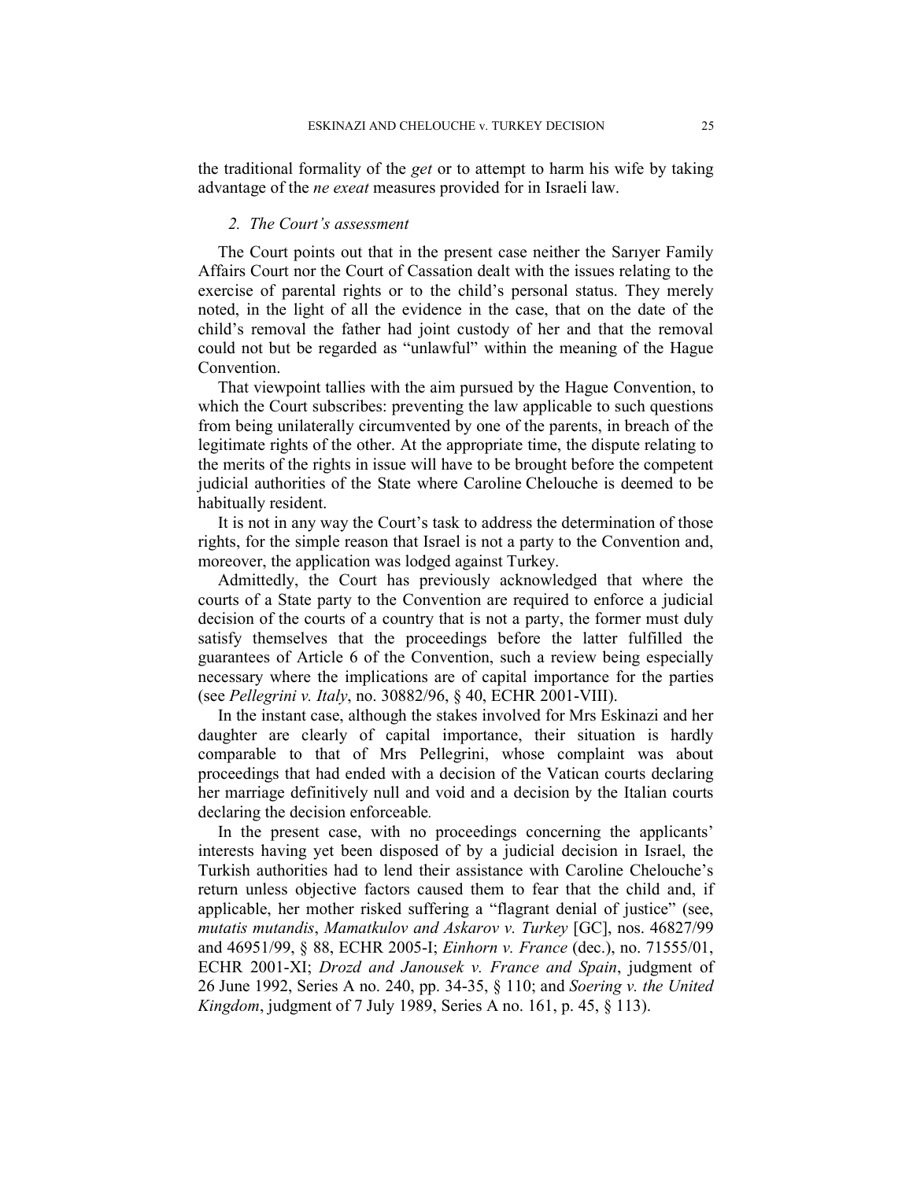the traditional formality of the *get* or to attempt to harm his wife by taking advantage of the *ne exeat* measures provided for in Israeli law.

### 2. *The Court's assessment*

The Court points out that in the present case neither the Sarıyer Family Affairs Court nor the Court of Cassation dealt with the issues relating to the exercise of parental rights or to the child's personal status. They merely noted, in the light of all the evidence in the case, that on the date of the child's removal the father had joint custody of her and that the removal could not but be regarded as "unlawful" within the meaning of the Hague Convention.

That viewpoint tallies with the aim pursued by the Hague Convention, to which the Court subscribes: preventing the law applicable to such questions from being unilaterally circumvented by one of the parents, in breach of the legitimate rights of the other. At the appropriate time, the dispute relating to the merits of the rights in issue will have to be brought before the competent judicial authorities of the State where Caroline Chelouche is deemed to be habitually resident.

It is not in any way the Court's task to address the determination of those rights, for the simple reason that Israel is not a party to the Convention and, moreover, the application was lodged against Turkey.

Admittedly, the Court has previously acknowledged that where the courts of a State party to the Convention are required to enforce a judicial decision of the courts of a country that is not a party, the former must duly satisfy themselves that the proceedings before the latter fulfilled the guarantees of Article 6 of the Convention, such a review being especially necessary where the implications are of capital importance for the parties (see *Pellegrini v. Italy*, no. 30882/96, § 40, ECHR 2001-VIII).

In the instant case, although the stakes involved for Mrs Eskinazi and her daughter are clearly of capital importance, their situation is hardly comparable to that of Mrs Pellegrini, whose complaint was about proceedings that had ended with a decision of the Vatican courts declaring her marriage definitively null and void and a decision by the Italian courts declaring the decision enforceable.

In the present case, with no proceedings concerning the applicants' interests having yet been disposed of by a judicial decision in Israel, the Turkish authorities had to lend their assistance with Caroline Chelouche's return unless objective factors caused them to fear that the child and, if applicable, her mother risked suffering a "flagrant denial of justice" (see, *mutatis mutandis*, *Mamatkulov and Askarov v. Turkey* [GC], nos. 46827/99 and 46951/99, § 88, ECHR 2005-I; *Einhorn v. France* (dec.), no. 71555/01, ECHR 2001-XI; *Drozd and Janousek v. France and Spain*, judgment of 26 June 1992, Series A no. 240, pp. 34-35, § 110; and *Soering v. the United Kingdom*, judgment of 7 July 1989, Series A no. 161, p. 45, § 113).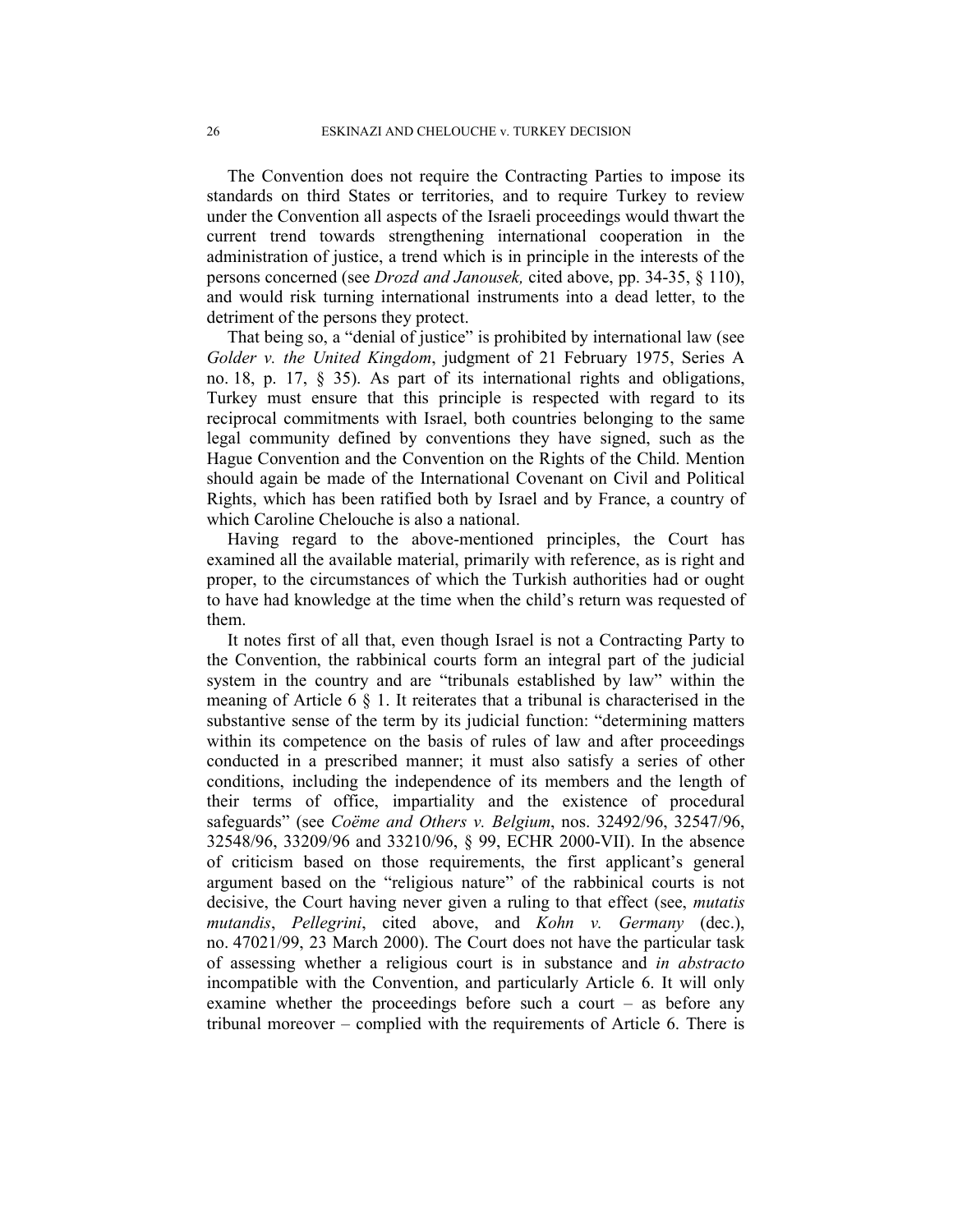The Convention does not require the Contracting Parties to impose its standards on third States or territories, and to require Turkey to review under the Convention all aspects of the Israeli proceedings would thwart the current trend towards strengthening international cooperation in the administration of justice, a trend which is in principle in the interests of the persons concerned (see *Drozd and Janousek,* cited above, pp. 34-35, § 110), and would risk turning international instruments into a dead letter, to the detriment of the persons they protect.

That being so, a "denial of justice" is prohibited by international law (see *Golder v. the United Kingdom*, judgment of 21 February 1975, Series A no. 18, p. 17, § 35). As part of its international rights and obligations, Turkey must ensure that this principle is respected with regard to its reciprocal commitments with Israel, both countries belonging to the same legal community defined by conventions they have signed, such as the Hague Convention and the Convention on the Rights of the Child. Mention should again be made of the International Covenant on Civil and Political Rights, which has been ratified both by Israel and by France, a country of which Caroline Chelouche is also a national.

Having regard to the above-mentioned principles, the Court has examined all the available material, primarily with reference, as is right and proper, to the circumstances of which the Turkish authorities had or ought to have had knowledge at the time when the child's return was requested of them.

It notes first of all that, even though Israel is not a Contracting Party to the Convention, the rabbinical courts form an integral part of the judicial system in the country and are "tribunals established by law" within the meaning of Article 6 § 1. It reiterates that a tribunal is characterised in the substantive sense of the term by its judicial function: "determining matters within its competence on the basis of rules of law and after proceedings conducted in a prescribed manner; it must also satisfy a series of other conditions, including the independence of its members and the length of their terms of office, impartiality and the existence of procedural safeguards" (see *Coëme and Others v. Belgium*, nos. 32492/96, 32547/96, 32548/96, 33209/96 and 33210/96, § 99, ECHR 2000-VII). In the absence of criticism based on those requirements, the first applicant's general argument based on the "religious nature" of the rabbinical courts is not decisive, the Court having never given a ruling to that effect (see, *mutatis mutandis*, *Pellegrini*, cited above, and *Kohn v. Germany* (dec.), no. 47021/99, 23 March 2000). The Court does not have the particular task of assessing whether a religious court is in substance and *in abstracto* incompatible with the Convention, and particularly Article 6. It will only examine whether the proceedings before such a court – as before any tribunal moreover – complied with the requirements of Article 6. There is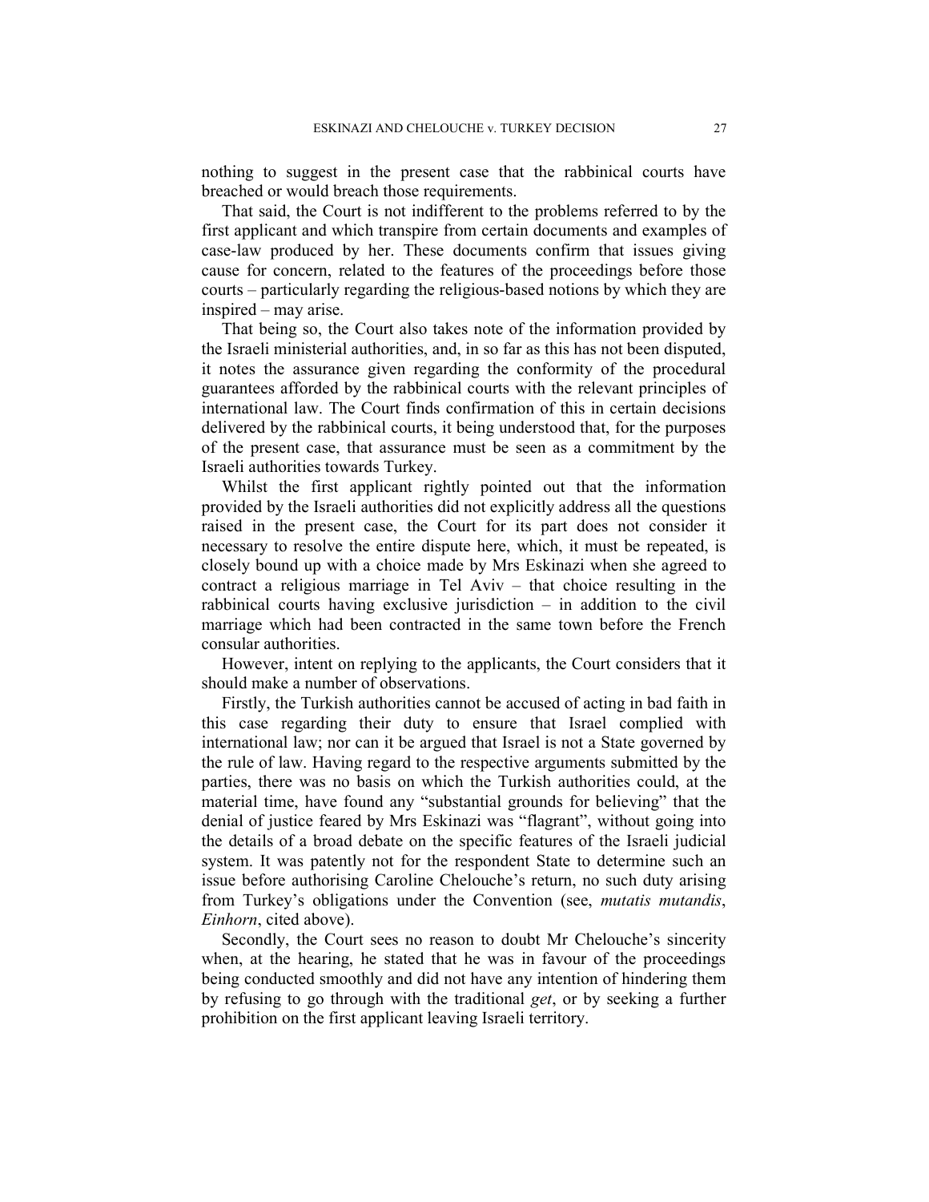nothing to suggest in the present case that the rabbinical courts have breached or would breach those requirements.

That said, the Court is not indifferent to the problems referred to by the first applicant and which transpire from certain documents and examples of case-law produced by her. These documents confirm that issues giving cause for concern, related to the features of the proceedings before those courts – particularly regarding the religious-based notions by which they are inspired – may arise.

That being so, the Court also takes note of the information provided by the Israeli ministerial authorities, and, in so far as this has not been disputed, it notes the assurance given regarding the conformity of the procedural guarantees afforded by the rabbinical courts with the relevant principles of international law. The Court finds confirmation of this in certain decisions delivered by the rabbinical courts, it being understood that, for the purposes of the present case, that assurance must be seen as a commitment by the Israeli authorities towards Turkey.

Whilst the first applicant rightly pointed out that the information provided by the Israeli authorities did not explicitly address all the questions raised in the present case, the Court for its part does not consider it necessary to resolve the entire dispute here, which, it must be repeated, is closely bound up with a choice made by Mrs Eskinazi when she agreed to contract a religious marriage in Tel Aviv – that choice resulting in the rabbinical courts having exclusive jurisdiction – in addition to the civil marriage which had been contracted in the same town before the French consular authorities.

However, intent on replying to the applicants, the Court considers that it should make a number of observations.

Firstly, the Turkish authorities cannot be accused of acting in bad faith in this case regarding their duty to ensure that Israel complied with international law; nor can it be argued that Israel is not a State governed by the rule of law. Having regard to the respective arguments submitted by the parties, there was no basis on which the Turkish authorities could, at the material time, have found any "substantial grounds for believing" that the denial of justice feared by Mrs Eskinazi was "flagrant", without going into the details of a broad debate on the specific features of the Israeli judicial system. It was patently not for the respondent State to determine such an issue before authorising Caroline Chelouche's return, no such duty arising from Turkey's obligations under the Convention (see, *mutatis mutandis*, *Einhorn*, cited above).

Secondly, the Court sees no reason to doubt Mr Chelouche's sincerity when, at the hearing, he stated that he was in favour of the proceedings being conducted smoothly and did not have any intention of hindering them by refusing to go through with the traditional *get*, or by seeking a further prohibition on the first applicant leaving Israeli territory.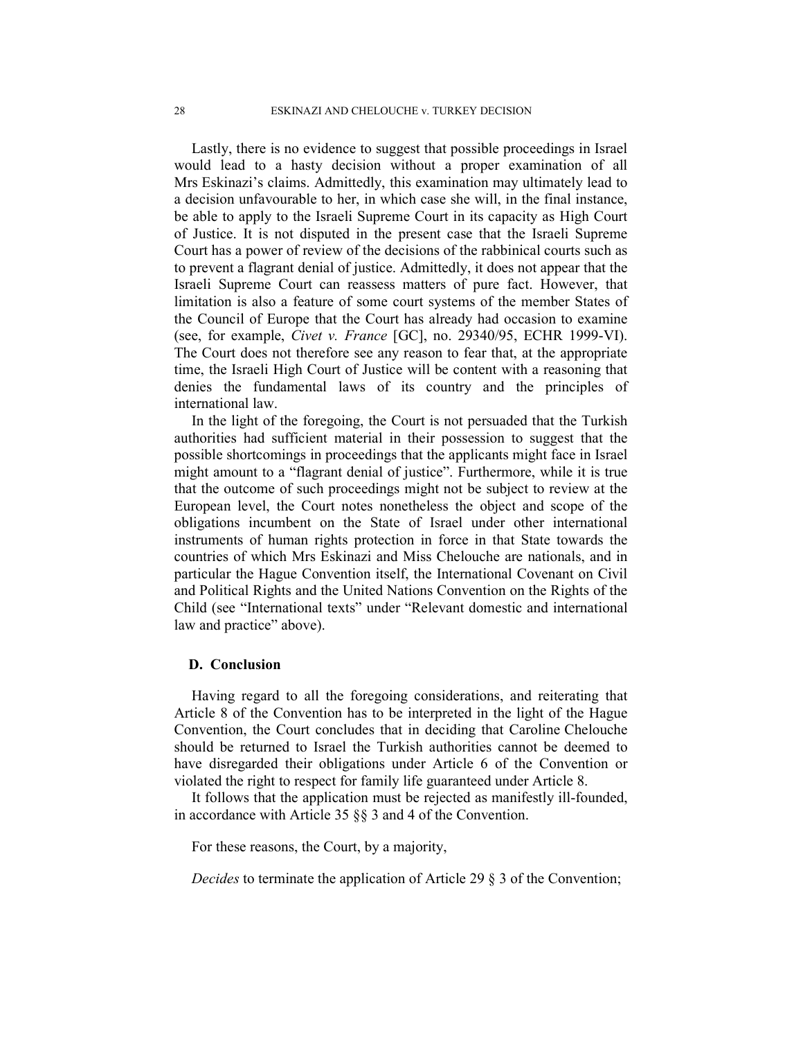Lastly, there is no evidence to suggest that possible proceedings in Israel would lead to a hasty decision without a proper examination of all Mrs Eskinazi's claims. Admittedly, this examination may ultimately lead to a decision unfavourable to her, in which case she will, in the final instance, be able to apply to the Israeli Supreme Court in its capacity as High Court of Justice. It is not disputed in the present case that the Israeli Supreme Court has a power of review of the decisions of the rabbinical courts such as to prevent a flagrant denial of justice. Admittedly, it does not appear that the Israeli Supreme Court can reassess matters of pure fact. However, that limitation is also a feature of some court systems of the member States of the Council of Europe that the Court has already had occasion to examine (see, for example, *Civet v. France* [GC], no. 29340/95, ECHR 1999-VI). The Court does not therefore see any reason to fear that, at the appropriate time, the Israeli High Court of Justice will be content with a reasoning that denies the fundamental laws of its country and the principles of international law.

In the light of the foregoing, the Court is not persuaded that the Turkish authorities had sufficient material in their possession to suggest that the possible shortcomings in proceedings that the applicants might face in Israel might amount to a "flagrant denial of justice". Furthermore, while it is true that the outcome of such proceedings might not be subject to review at the European level, the Court notes nonetheless the object and scope of the obligations incumbent on the State of Israel under other international instruments of human rights protection in force in that State towards the countries of which Mrs Eskinazi and Miss Chelouche are nationals, and in particular the Hague Convention itself, the International Covenant on Civil and Political Rights and the United Nations Convention on the Rights of the Child (see "International texts" under "Relevant domestic and international law and practice" above).

### D. Conclusion

Having regard to all the foregoing considerations, and reiterating that Article 8 of the Convention has to be interpreted in the light of the Hague Convention, the Court concludes that in deciding that Caroline Chelouche should be returned to Israel the Turkish authorities cannot be deemed to have disregarded their obligations under Article 6 of the Convention or violated the right to respect for family life guaranteed under Article 8.

It follows that the application must be rejected as manifestly ill-founded, in accordance with Article 35 §§ 3 and 4 of the Convention.

For these reasons, the Court, by a majority,

*Decides* to terminate the application of Article 29 § 3 of the Convention;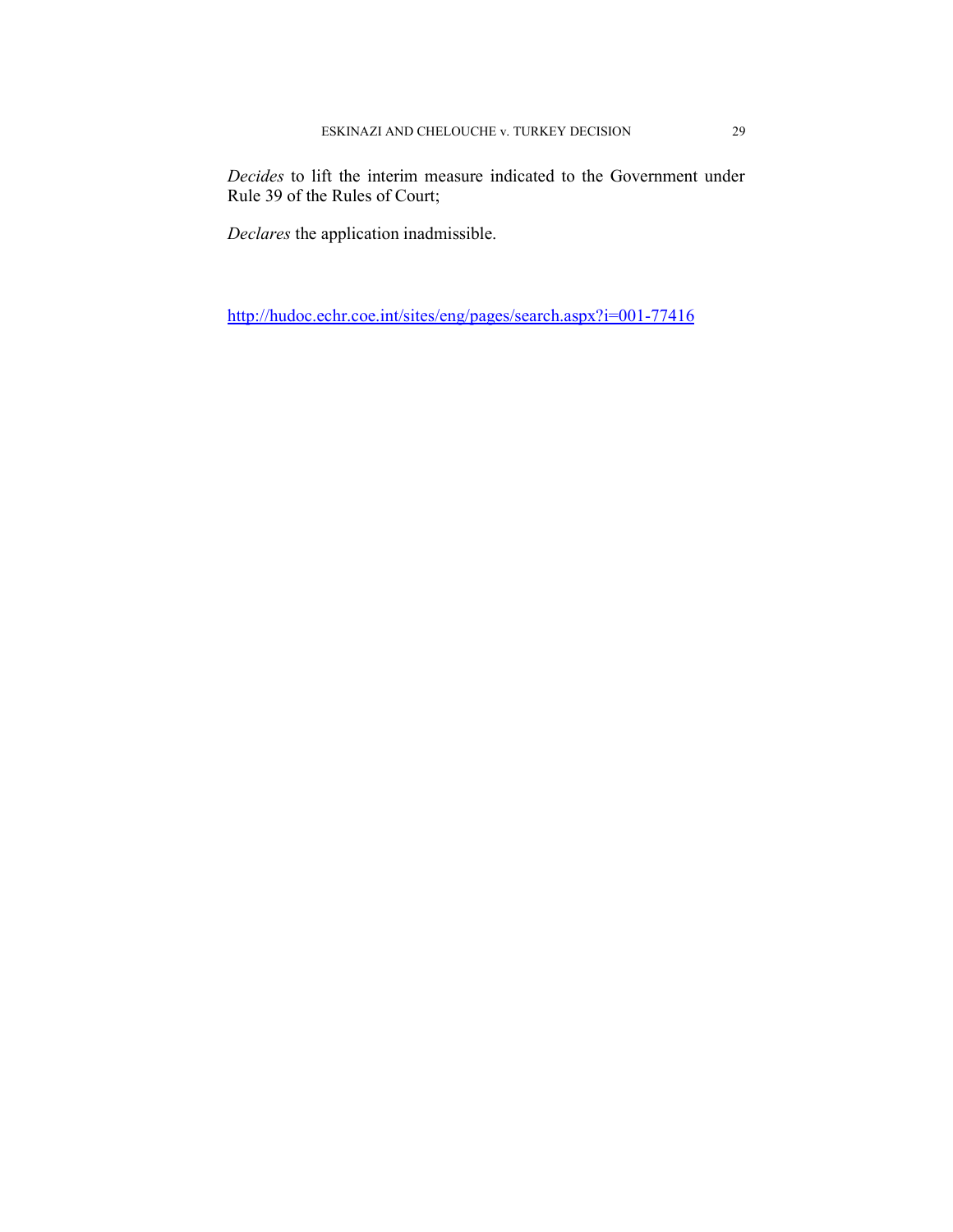*Decides* to lift the interim measure indicated to the Government under Rule 39 of the Rules of Court;

*Declares* the application inadmissible.

http://hudoc.echr.coe.int/sites/eng/pages/search.aspx?i=001-77416